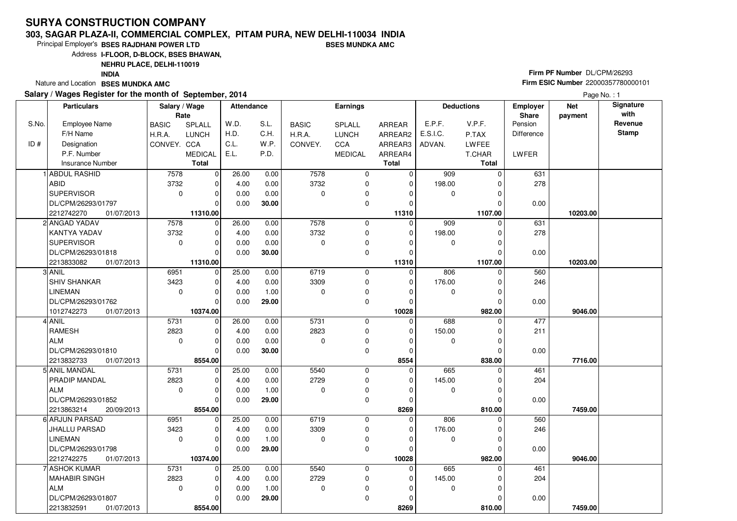# SURYA CONSTRUCTION COMPANY

**303, SAGAR PLAZA-II, COMMERCIAL COMPLEX, PITAM PURA, NEW DELHI-110034 INDIA**

Principal Employer's **BSES RAJDHANI POWER LTD** **BSES MUNDKA AMC**

Address **I-FLOOR, D-BLOCK, BSES BHAWAN, NEHRU PLACE, DELHI-110019 INDIA**

Nature and Location **BSES MUNDKA AMC**

**Firm PF Number** DL/CPM/26293

**Firm ESIC Number** 22000357780000101

**Salary / Wages Register for the month of September, 2014**

Page No. : 1

| S.No. / ID # | Particulars: Employee Name / F/H Name / Designation / P.F. Number / Insurance Number | Salary / Wage Rate: BASIC / H.R.A. / CONVEY. | SPLALL / LUNCH / CCA / MEDICAL / Total | Attendance: W.D. / H.D. / C.L. / E.L. | S.L. / C.H. / W.P. / P.D. | Earnings: BASIC / H.R.A. / CONVEY. | SPLALL / LUNCH / CCA / MEDICAL | ARREAR / ARREAR2 / ARREAR3 / ARREAR4 / Total | Deductions: E.P.F. / E.S.I.C. / ADVAN. | V.P.F. / P.TAX / LWFEE / T.CHAR / Total | Employer Share: Pension / Difference / LWFER | Net payment | Signature with Revenue Stamp |
|---|---|---|---|---|---|---|---|---|---|---|---|---|---|
| 1 | ABDUL RASHID | 7578 | 0 | 26.00 | 0.00 | 7578 | 0 | 0 | 909 | 0 | 631 | | |
| | ABID | 3732 | 0 | 4.00 | 0.00 | 3732 | 0 | 0 | 198.00 | 0 | 278 | | |
| | SUPERVISOR | 0 | 0 | 0.00 | 0.00 | 0 | 0 | 0 | 0 | 0 | | | |
| | DL/CPM/26293/01797 | | 0 | 0.00 | **30.00** | | 0 | 0 | | 0 | 0.00 | | |
| | 2212742270 01/07/2013 | | **11310.00** | | | | | **11310** | | **1107.00** | | **10203.00** | |
| 2 | ANGAD YADAV | 7578 | 0 | 26.00 | 0.00 | 7578 | 0 | 0 | 909 | 0 | 631 | | |
| | KANTYA YADAV | 3732 | 0 | 4.00 | 0.00 | 3732 | 0 | 0 | 198.00 | 0 | 278 | | |
| | SUPERVISOR | 0 | 0 | 0.00 | 0.00 | 0 | 0 | 0 | 0 | 0 | | | |
| | DL/CPM/26293/01818 | | 0 | 0.00 | **30.00** | | 0 | 0 | | 0 | 0.00 | | |
| | 2213833082 01/07/2013 | | **11310.00** | | | | | **11310** | | **1107.00** | | **10203.00** | |
| 3 | ANIL | 6951 | 0 | 25.00 | 0.00 | 6719 | 0 | 0 | 806 | 0 | 560 | | |
| | SHIV SHANKAR | 3423 | 0 | 4.00 | 0.00 | 3309 | 0 | 0 | 176.00 | 0 | 246 | | |
| | LINEMAN | 0 | 0 | 0.00 | 1.00 | 0 | 0 | 0 | 0 | 0 | | | |
| | DL/CPM/26293/01762 | | 0 | 0.00 | **29.00** | | 0 | 0 | | 0 | 0.00 | | |
| | 1012742273 01/07/2013 | | **10374.00** | | | | | **10028** | | **982.00** | | **9046.00** | |
| 4 | ANIL | 5731 | 0 | 26.00 | 0.00 | 5731 | 0 | 0 | 688 | 0 | 477 | | |
| | RAMESH | 2823 | 0 | 4.00 | 0.00 | 2823 | 0 | 0 | 150.00 | 0 | 211 | | |
| | ALM | 0 | 0 | 0.00 | 0.00 | 0 | 0 | 0 | 0 | 0 | | | |
| | DL/CPM/26293/01810 | | 0 | 0.00 | **30.00** | | 0 | 0 | | 0 | 0.00 | | |
| | 2213832733 01/07/2013 | | **8554.00** | | | | | **8554** | | **838.00** | | **7716.00** | |
| 5 | ANIL MANDAL | 5731 | 0 | 25.00 | 0.00 | 5540 | 0 | 0 | 665 | 0 | 461 | | |
| | PRADIP MANDAL | 2823 | 0 | 4.00 | 0.00 | 2729 | 0 | 0 | 145.00 | 0 | 204 | | |
| | ALM | 0 | 0 | 0.00 | 1.00 | 0 | 0 | 0 | 0 | 0 | | | |
| | DL/CPM/26293/01852 | | 0 | 0.00 | **29.00** | | 0 | 0 | | 0 | 0.00 | | |
| | 2213863214 20/09/2013 | | **8554.00** | | | | | **8269** | | **810.00** | | **7459.00** | |
| 6 | ARJUN PARSAD | 6951 | 0 | 25.00 | 0.00 | 6719 | 0 | 0 | 806 | 0 | 560 | | |
| | JHALLU PARSAD | 3423 | 0 | 4.00 | 0.00 | 3309 | 0 | 0 | 176.00 | 0 | 246 | | |
| | LINEMAN | 0 | 0 | 0.00 | 1.00 | 0 | 0 | 0 | 0 | 0 | | | |
| | DL/CPM/26293/01798 | | 0 | 0.00 | **29.00** | | 0 | 0 | | 0 | 0.00 | | |
| | 2212742275 01/07/2013 | | **10374.00** | | | | | **10028** | | **982.00** | | **9046.00** | |
| 7 | ASHOK KUMAR | 5731 | 0 | 25.00 | 0.00 | 5540 | 0 | 0 | 665 | 0 | 461 | | |
| | MAHABIR SINGH | 2823 | 0 | 4.00 | 0.00 | 2729 | 0 | 0 | 145.00 | 0 | 204 | | |
| | ALM | 0 | 0 | 0.00 | 1.00 | 0 | 0 | 0 | 0 | 0 | | | |
| | DL/CPM/26293/01807 | | 0 | 0.00 | **29.00** | | 0 | 0 | | 0 | 0.00 | | |
| | 2213832591 01/07/2013 | | **8554.00** | | | | | **8269** | | **810.00** | | **7459.00** | |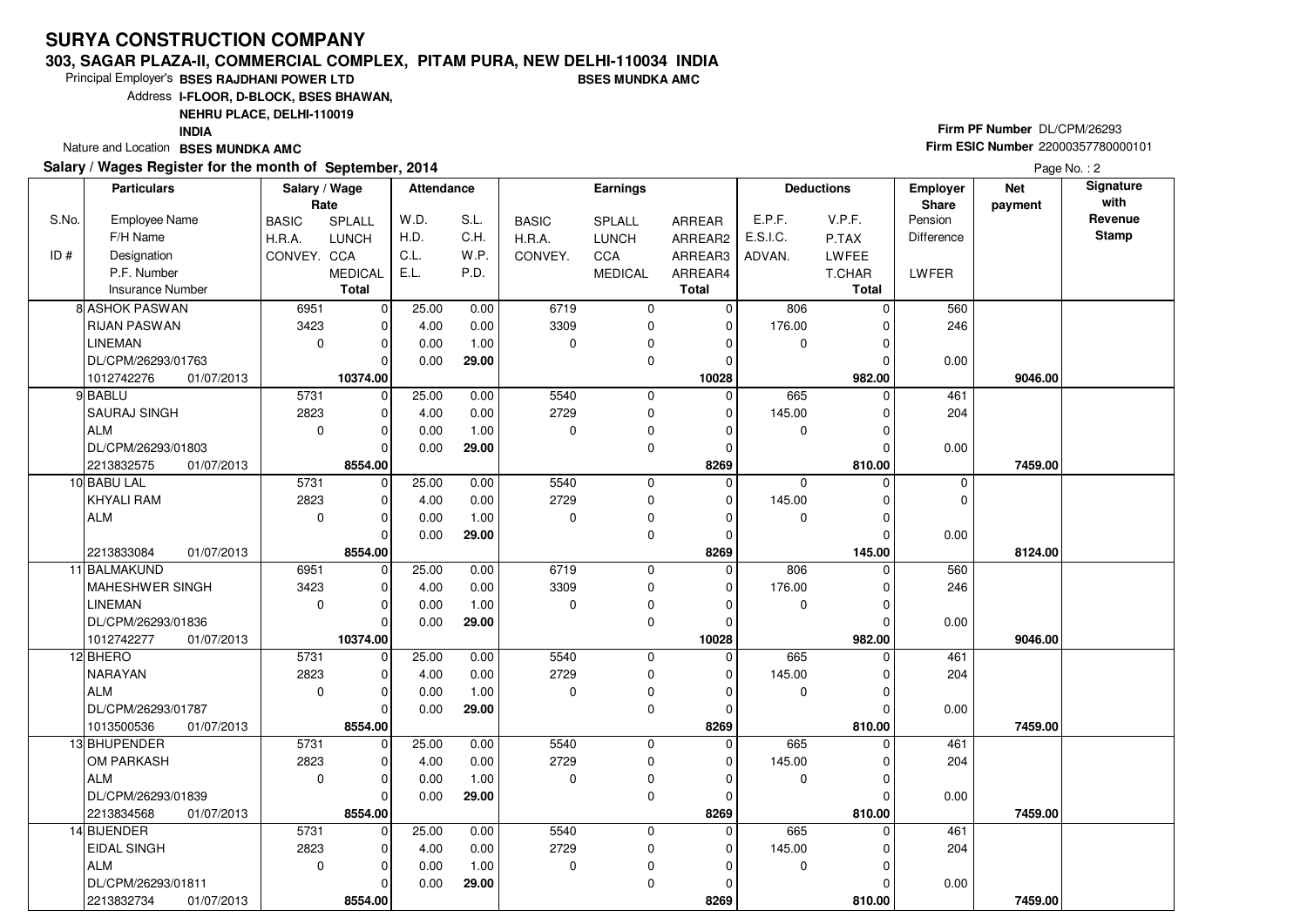# SURYA CONSTRUCTION COMPANY

**303, SAGAR PLAZA-II, COMMERCIAL COMPLEX, PITAM PURA, NEW DELHI-110034 INDIA**

Principal Employer's **BSES RAJDHANI POWER LTD** **BSES MUNDKA AMC**

Address **I-FLOOR, D-BLOCK, BSES BHAWAN, NEHRU PLACE, DELHI-110019 INDIA**

Nature and Location **BSES MUNDKA AMC**

**Firm PF Number** DL/CPM/26293

**Firm ESIC Number** 22000357780000101

**Salary / Wages Register for the month of September, 2014**

| S.No. / ID # | Particulars: Employee Name / F/H Name / Designation / P.F. Number / Insurance Number | Salary / Wage Rate: BASIC / H.R.A. / CONVEY. | Salary / Wage Rate: SPLALL / LUNCH / CCA / MEDICAL / Total | Attendance: W.D. / H.D. / C.L. / E.L. | Attendance: S.L. / C.H. / W.P. / P.D. | Earnings: BASIC / H.R.A. / CONVEY. | Earnings: SPLALL / LUNCH / CCA / MEDICAL | Earnings: ARREAR / ARREAR2 / ARREAR3 / ARREAR4 / Total | Deductions: E.P.F. / E.S.I.C. / ADVAN. | Deductions: V.P.F. / P.TAX / LWFEE / T.CHAR / Total | Employer Share: Pension / Difference / LWFER | Net payment | Signature with Revenue Stamp |
|---|---|---|---|---|---|---|---|---|---|---|---|---|---|
| 8 | ASHOK PASWAN | 6951 | 0 | 25.00 | 0.00 | 6719 | 0 | 0 | 806 | 0 | 560 | | |
| | RIJAN PASWAN | 3423 | 0 | 4.00 | 0.00 | 3309 | 0 | 0 | 176.00 | 0 | 246 | | |
| | LINEMAN | 0 | 0 | 0.00 | 1.00 | 0 | 0 | 0 | 0 | 0 | | | |
| | DL/CPM/26293/01763 | | 0 | 0.00 | 29.00 | | 0 | 0 | | 0 | 0.00 | | |
| | 1012742276 01/07/2013 | | 10374.00 | | | | | 10028 | | 982.00 | | 9046.00 | |
| 9 | BABLU | 5731 | 0 | 25.00 | 0.00 | 5540 | 0 | 0 | 665 | 0 | 461 | | |
| | SAURAJ SINGH | 2823 | 0 | 4.00 | 0.00 | 2729 | 0 | 0 | 145.00 | 0 | 204 | | |
| | ALM | 0 | 0 | 0.00 | 1.00 | 0 | 0 | 0 | 0 | 0 | | | |
| | DL/CPM/26293/01803 | | 0 | 0.00 | 29.00 | | 0 | 0 | | 0 | 0.00 | | |
| | 2213832575 01/07/2013 | | 8554.00 | | | | | 8269 | | 810.00 | | 7459.00 | |
| 10 | BABU LAL | 5731 | 0 | 25.00 | 0.00 | 5540 | 0 | 0 | 0 | 0 | 0 | | |
| | KHYALI RAM | 2823 | 0 | 4.00 | 0.00 | 2729 | 0 | 0 | 145.00 | 0 | 0 | | |
| | ALM | 0 | 0 | 0.00 | 1.00 | 0 | 0 | 0 | 0 | 0 | | | |
| | | | 0 | 0.00 | 29.00 | | 0 | 0 | | 0 | 0.00 | | |
| | 2213833084 01/07/2013 | | 8554.00 | | | | | 8269 | | 145.00 | | 8124.00 | |
| 11 | BALMAKUND | 6951 | 0 | 25.00 | 0.00 | 6719 | 0 | 0 | 806 | 0 | 560 | | |
| | MAHESHWER SINGH | 3423 | 0 | 4.00 | 0.00 | 3309 | 0 | 0 | 176.00 | 0 | 246 | | |
| | LINEMAN | 0 | 0 | 0.00 | 1.00 | 0 | 0 | 0 | 0 | 0 | | | |
| | DL/CPM/26293/01836 | | 0 | 0.00 | 29.00 | | 0 | 0 | | 0 | 0.00 | | |
| | 1012742277 01/07/2013 | | 10374.00 | | | | | 10028 | | 982.00 | | 9046.00 | |
| 12 | BHERO | 5731 | 0 | 25.00 | 0.00 | 5540 | 0 | 0 | 665 | 0 | 461 | | |
| | NARAYAN | 2823 | 0 | 4.00 | 0.00 | 2729 | 0 | 0 | 145.00 | 0 | 204 | | |
| | ALM | 0 | 0 | 0.00 | 1.00 | 0 | 0 | 0 | 0 | 0 | | | |
| | DL/CPM/26293/01787 | | 0 | 0.00 | 29.00 | | 0 | 0 | | 0 | 0.00 | | |
| | 1013500536 01/07/2013 | | 8554.00 | | | | | 8269 | | 810.00 | | 7459.00 | |
| 13 | BHUPENDER | 5731 | 0 | 25.00 | 0.00 | 5540 | 0 | 0 | 665 | 0 | 461 | | |
| | OM PARKASH | 2823 | 0 | 4.00 | 0.00 | 2729 | 0 | 0 | 145.00 | 0 | 204 | | |
| | ALM | 0 | 0 | 0.00 | 1.00 | 0 | 0 | 0 | 0 | 0 | | | |
| | DL/CPM/26293/01839 | | 0 | 0.00 | 29.00 | | 0 | 0 | | 0 | 0.00 | | |
| | 2213834568 01/07/2013 | | 8554.00 | | | | | 8269 | | 810.00 | | 7459.00 | |
| 14 | BIJENDER | 5731 | 0 | 25.00 | 0.00 | 5540 | 0 | 0 | 665 | 0 | 461 | | |
| | EIDAL SINGH | 2823 | 0 | 4.00 | 0.00 | 2729 | 0 | 0 | 145.00 | 0 | 204 | | |
| | ALM | 0 | 0 | 0.00 | 1.00 | 0 | 0 | 0 | 0 | 0 | | | |
| | DL/CPM/26293/01811 | | 0 | 0.00 | 29.00 | | 0 | 0 | | 0 | 0.00 | | |
| | 2213832734 01/07/2013 | | 8554.00 | | | | | 8269 | | 810.00 | | 7459.00 | |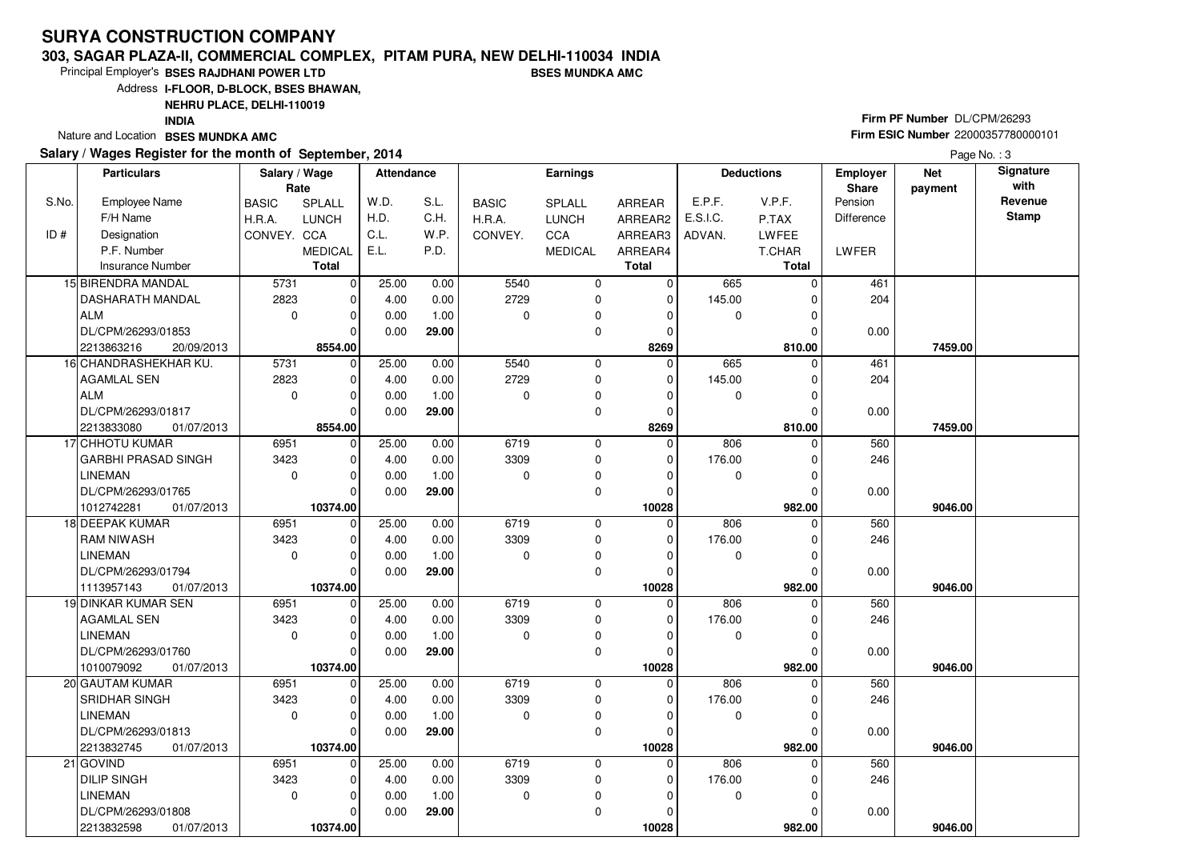# SURYA CONSTRUCTION COMPANY

**303, SAGAR PLAZA-II, COMMERCIAL COMPLEX, PITAM PURA, NEW DELHI-110034 INDIA**

Principal Employer's **BSES RAJDHANI POWER LTD** **BSES MUNDKA AMC**

Address **I-FLOOR, D-BLOCK, BSES BHAWAN, NEHRU PLACE, DELHI-110019 INDIA**

Nature and Location **BSES MUNDKA AMC**

**Firm PF Number** DL/CPM/26293

**Firm ESIC Number** 22000357780000101

**Salary / Wages Register for the month of September, 2014**

| S.No. / ID # | Particulars: Employee Name / F/H Name / Designation / P.F. Number / Insurance Number | Salary / Wage Rate: BASIC / H.R.A. / CONVEY. | Salary / Wage Rate: SPLALL / LUNCH / CCA / MEDICAL / Total | Attendance: W.D. / H.D. / C.L. / E.L. | Attendance: S.L. / C.H. / W.P. / P.D. | Earnings: BASIC / H.R.A. / CONVEY. | Earnings: SPLALL / LUNCH / CCA / MEDICAL | Earnings: ARREAR / ARREAR2 / ARREAR3 / ARREAR4 / Total | Deductions: E.P.F. / E.S.I.C. / ADVAN. | Deductions: V.P.F. / P.TAX / LWFEE / T.CHAR / Total | Employer Share: Pension / Difference / LWFER | Net payment | Signature with Revenue Stamp |
|---|---|---|---|---|---|---|---|---|---|---|---|---|---|
| 15 | BIRENDRA MANDAL<br>DASHARATH MANDAL<br>ALM<br>DL/CPM/26293/01853<br>2213863216 20/09/2013 | 5731<br>2823<br>0 | 0<br>0<br>0<br>0<br>**8554.00** | 25.00<br>4.00<br>0.00<br>0.00 | 0.00<br>0.00<br>1.00<br>**29.00** | 5540<br>2729<br>0 | 0<br>0<br>0<br>0 | 0<br>0<br>0<br>0<br>**8269** | 665<br>145.00<br>0 | 0<br>0<br>0<br>0<br>**810.00** | 461<br>204<br>0.00 | **7459.00** | |
| 16 | CHANDRASHEKHAR KU.<br>AGAMLAL SEN<br>ALM<br>DL/CPM/26293/01817<br>2213833080 01/07/2013 | 5731<br>2823<br>0 | 0<br>0<br>0<br>0<br>**8554.00** | 25.00<br>4.00<br>0.00<br>0.00 | 0.00<br>0.00<br>1.00<br>**29.00** | 5540<br>2729<br>0 | 0<br>0<br>0<br>0 | 0<br>0<br>0<br>0<br>**8269** | 665<br>145.00<br>0 | 0<br>0<br>0<br>0<br>**810.00** | 461<br>204<br>0.00 | **7459.00** | |
| 17 | CHHOTU KUMAR<br>GARBHI PRASAD SINGH<br>LINEMAN<br>DL/CPM/26293/01765<br>1012742281 01/07/2013 | 6951<br>3423<br>0 | 0<br>0<br>0<br>0<br>**10374.00** | 25.00<br>4.00<br>0.00<br>0.00 | 0.00<br>0.00<br>1.00<br>**29.00** | 6719<br>3309<br>0 | 0<br>0<br>0<br>0 | 0<br>0<br>0<br>0<br>**10028** | 806<br>176.00<br>0 | 0<br>0<br>0<br>0<br>**982.00** | 560<br>246<br>0.00 | **9046.00** | |
| 18 | DEEPAK KUMAR<br>RAM NIWASH<br>LINEMAN<br>DL/CPM/26293/01794<br>1113957143 01/07/2013 | 6951<br>3423<br>0 | 0<br>0<br>0<br>0<br>**10374.00** | 25.00<br>4.00<br>0.00<br>0.00 | 0.00<br>0.00<br>1.00<br>**29.00** | 6719<br>3309<br>0 | 0<br>0<br>0<br>0 | 0<br>0<br>0<br>0<br>**10028** | 806<br>176.00<br>0 | 0<br>0<br>0<br>0<br>**982.00** | 560<br>246<br>0.00 | **9046.00** | |
| 19 | DINKAR KUMAR SEN<br>AGAMLAL SEN<br>LINEMAN<br>DL/CPM/26293/01760<br>1010079092 01/07/2013 | 6951<br>3423<br>0 | 0<br>0<br>0<br>0<br>**10374.00** | 25.00<br>4.00<br>0.00<br>0.00 | 0.00<br>0.00<br>1.00<br>**29.00** | 6719<br>3309<br>0 | 0<br>0<br>0<br>0 | 0<br>0<br>0<br>0<br>**10028** | 806<br>176.00<br>0 | 0<br>0<br>0<br>0<br>**982.00** | 560<br>246<br>0.00 | **9046.00** | |
| 20 | GAUTAM KUMAR<br>SRIDHAR SINGH<br>LINEMAN<br>DL/CPM/26293/01813<br>2213832745 01/07/2013 | 6951<br>3423<br>0 | 0<br>0<br>0<br>0<br>**10374.00** | 25.00<br>4.00<br>0.00<br>0.00 | 0.00<br>0.00<br>1.00<br>**29.00** | 6719<br>3309<br>0 | 0<br>0<br>0<br>0 | 0<br>0<br>0<br>0<br>**10028** | 806<br>176.00<br>0 | 0<br>0<br>0<br>0<br>**982.00** | 560<br>246<br>0.00 | **9046.00** | |
| 21 | GOVIND<br>DILIP SINGH<br>LINEMAN<br>DL/CPM/26293/01808<br>2213832598 01/07/2013 | 6951<br>3423<br>0 | 0<br>0<br>0<br>0<br>**10374.00** | 25.00<br>4.00<br>0.00<br>0.00 | 0.00<br>0.00<br>1.00<br>**29.00** | 6719<br>3309<br>0 | 0<br>0<br>0<br>0 | 0<br>0<br>0<br>0<br>**10028** | 806<br>176.00<br>0 | 0<br>0<br>0<br>0<br>**982.00** | 560<br>246<br>0.00 | **9046.00** | |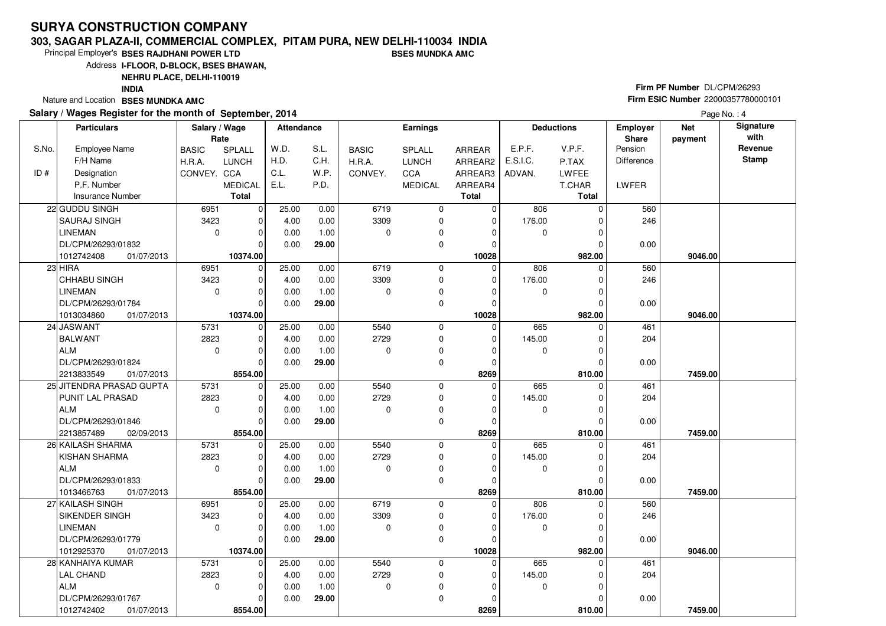# SURYA CONSTRUCTION COMPANY

**303, SAGAR PLAZA-II, COMMERCIAL COMPLEX, PITAM PURA, NEW DELHI-110034 INDIA**

Principal Employer's **BSES RAJDHANI POWER LTD** **BSES MUNDKA AMC**

Address **I-FLOOR, D-BLOCK, BSES BHAWAN, NEHRU PLACE, DELHI-110019 INDIA**

Nature and Location **BSES MUNDKA AMC**

**Firm PF Number** DL/CPM/26293

**Firm ESIC Number** 22000357780000101

**Salary / Wages Register for the month of September, 2014**

| S.No. / ID # | Employee Name / F/H Name / Designation / P.F. Number / Insurance Number | BASIC / H.R.A. / CONVEY. | SPLALL / LUNCH / CCA / MEDICAL / Total | W.D. / H.D. / C.L. / E.L. | S.L. / C.H. / W.P. / P.D. | BASIC / H.R.A. / CONVEY. | SPLALL / LUNCH / CCA / MEDICAL | ARREAR / ARREAR2 / ARREAR3 / ARREAR4 / Total | E.P.F. / E.S.I.C. / ADVAN. | V.P.F. / P.TAX / LWFEE / T.CHAR / Total | Employer Share Pension / Difference / LWFER | Net payment | Signature with Revenue Stamp |
|---|---|---|---|---|---|---|---|---|---|---|---|---|---|
| 22 | GUDDU SINGH | 6951 | 0 | 25.00 | 0.00 | 6719 | 0 | 0 | 806 | 0 | 560 | | |
| | SAURAJ SINGH | 3423 | 0 | 4.00 | 0.00 | 3309 | 0 | 0 | 176.00 | 0 | 246 | | |
| | LINEMAN | 0 | 0 | 0.00 | 1.00 | 0 | 0 | 0 | 0 | 0 | | | |
| | DL/CPM/26293/01832 | | 0 | 0.00 | **29.00** | | 0 | 0 | | 0 | 0.00 | | |
| | 1012742408 01/07/2013 | | **10374.00** | | | | | **10028** | | **982.00** | | **9046.00** | |
| 23 | HIRA | 6951 | 0 | 25.00 | 0.00 | 6719 | 0 | 0 | 806 | 0 | 560 | | |
| | CHHABU SINGH | 3423 | 0 | 4.00 | 0.00 | 3309 | 0 | 0 | 176.00 | 0 | 246 | | |
| | LINEMAN | 0 | 0 | 0.00 | 1.00 | 0 | 0 | 0 | 0 | 0 | | | |
| | DL/CPM/26293/01784 | | 0 | 0.00 | **29.00** | | 0 | 0 | | 0 | 0.00 | | |
| | 1013034860 01/07/2013 | | **10374.00** | | | | | **10028** | | **982.00** | | **9046.00** | |
| 24 | JASWANT | 5731 | 0 | 25.00 | 0.00 | 5540 | 0 | 0 | 665 | 0 | 461 | | |
| | BALWANT | 2823 | 0 | 4.00 | 0.00 | 2729 | 0 | 0 | 145.00 | 0 | 204 | | |
| | ALM | 0 | 0 | 0.00 | 1.00 | 0 | 0 | 0 | 0 | 0 | | | |
| | DL/CPM/26293/01824 | | 0 | 0.00 | **29.00** | | 0 | 0 | | 0 | 0.00 | | |
| | 2213833549 01/07/2013 | | **8554.00** | | | | | **8269** | | **810.00** | | **7459.00** | |
| 25 | JITENDRA PRASAD GUPTA | 5731 | 0 | 25.00 | 0.00 | 5540 | 0 | 0 | 665 | 0 | 461 | | |
| | PUNIT LAL PRASAD | 2823 | 0 | 4.00 | 0.00 | 2729 | 0 | 0 | 145.00 | 0 | 204 | | |
| | ALM | 0 | 0 | 0.00 | 1.00 | 0 | 0 | 0 | 0 | 0 | | | |
| | DL/CPM/26293/01846 | | 0 | 0.00 | **29.00** | | 0 | 0 | | 0 | 0.00 | | |
| | 2213857489 02/09/2013 | | **8554.00** | | | | | **8269** | | **810.00** | | **7459.00** | |
| 26 | KAILASH SHARMA | 5731 | 0 | 25.00 | 0.00 | 5540 | 0 | 0 | 665 | 0 | 461 | | |
| | KISHAN SHARMA | 2823 | 0 | 4.00 | 0.00 | 2729 | 0 | 0 | 145.00 | 0 | 204 | | |
| | ALM | 0 | 0 | 0.00 | 1.00 | 0 | 0 | 0 | 0 | 0 | | | |
| | DL/CPM/26293/01833 | | 0 | 0.00 | **29.00** | | 0 | 0 | | 0 | 0.00 | | |
| | 1013466763 01/07/2013 | | **8554.00** | | | | | **8269** | | **810.00** | | **7459.00** | |
| 27 | KAILASH SINGH | 6951 | 0 | 25.00 | 0.00 | 6719 | 0 | 0 | 806 | 0 | 560 | | |
| | SIKENDER SINGH | 3423 | 0 | 4.00 | 0.00 | 3309 | 0 | 0 | 176.00 | 0 | 246 | | |
| | LINEMAN | 0 | 0 | 0.00 | 1.00 | 0 | 0 | 0 | 0 | 0 | | | |
| | DL/CPM/26293/01779 | | 0 | 0.00 | **29.00** | | 0 | 0 | | 0 | 0.00 | | |
| | 1012925370 01/07/2013 | | **10374.00** | | | | | **10028** | | **982.00** | | **9046.00** | |
| 28 | KANHAIYA KUMAR | 5731 | 0 | 25.00 | 0.00 | 5540 | 0 | 0 | 665 | 0 | 461 | | |
| | LAL CHAND | 2823 | 0 | 4.00 | 0.00 | 2729 | 0 | 0 | 145.00 | 0 | 204 | | |
| | ALM | 0 | 0 | 0.00 | 1.00 | 0 | 0 | 0 | 0 | 0 | | | |
| | DL/CPM/26293/01767 | | 0 | 0.00 | **29.00** | | 0 | 0 | | 0 | 0.00 | | |
| | 1012742402 01/07/2013 | | **8554.00** | | | | | **8269** | | **810.00** | | **7459.00** | |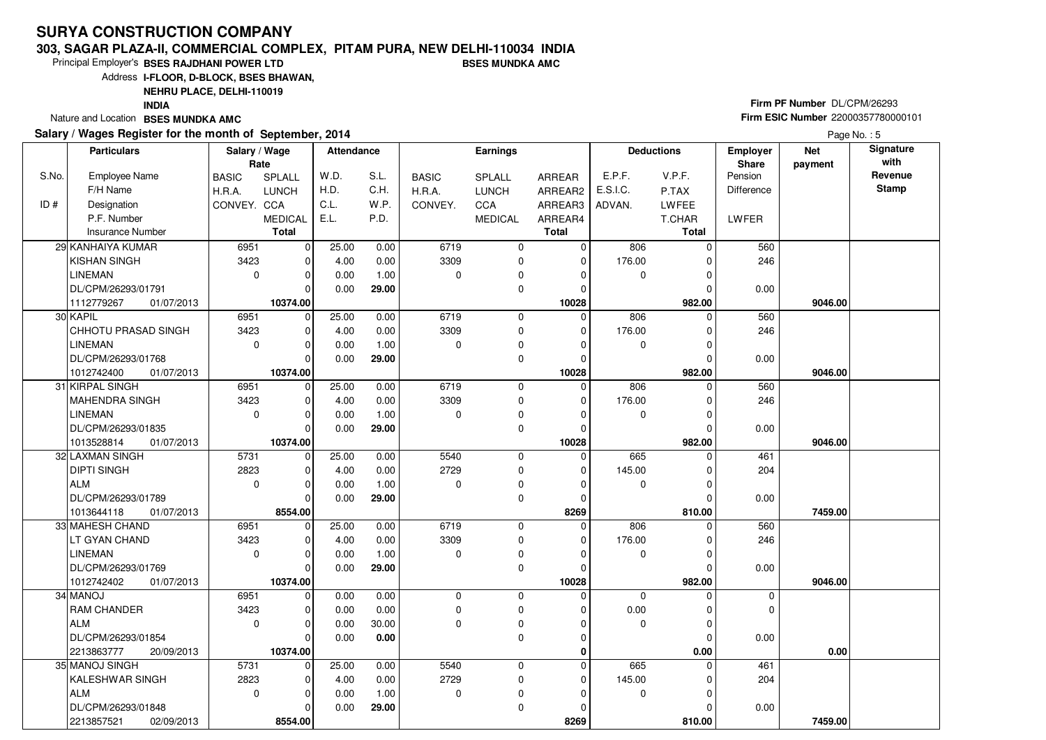# SURYA CONSTRUCTION COMPANY

**303, SAGAR PLAZA-II, COMMERCIAL COMPLEX, PITAM PURA, NEW DELHI-110034 INDIA**

Principal Employer's **BSES RAJDHANI POWER LTD** **BSES MUNDKA AMC**

Address **I-FLOOR, D-BLOCK, BSES BHAWAN, NEHRU PLACE, DELHI-110019 INDIA**

Nature and Location **BSES MUNDKA AMC**

**Firm PF Number** DL/CPM/26293

**Firm ESIC Number** 22000357780000101

**Salary / Wages Register for the month of September, 2014**

Page No. : 5

| S.No. / ID # | Particulars: Employee Name / F/H Name / Designation / P.F. Number / Insurance Number | Salary / Wage Rate: BASIC / H.R.A. / CONVEY. | Salary / Wage Rate: SPLALL / LUNCH / CCA / MEDICAL / Total | Attendance: W.D. / H.D. / C.L. / E.L. | Attendance: S.L. / C.H. / W.P. / P.D. | Earnings: BASIC / H.R.A. / CONVEY. | Earnings: SPLALL / LUNCH / CCA / MEDICAL | Earnings: ARREAR / ARREAR2 / ARREAR3 / ARREAR4 / Total | Deductions: E.P.F. / E.S.I.C. / ADVAN. | Deductions: V.P.F. / P.TAX / LWFEE / T.CHAR / Total | Employer Share: Pension / Difference / LWFER | Net payment | Signature with Revenue Stamp |
|---|---|---|---|---|---|---|---|---|---|---|---|---|---|
| 29 | KANHAIYA KUMAR / KISHAN SINGH / LINEMAN / DL/CPM/26293/01791 / 1112779267 01/07/2013 | 6951 / 3423 / 0 | 0 / 0 / 0 / 0 / **10374.00** | 25.00 / 4.00 / 0.00 / 0.00 | 0.00 / 0.00 / 1.00 / **29.00** | 6719 / 3309 / 0 | 0 / 0 / 0 / 0 | 0 / 0 / 0 / 0 / **10028** | 806 / 176.00 / 0 | 0 / 0 / 0 / 0 / **982.00** | 560 / 246 / 0.00 | **9046.00** | |
| 30 | KAPIL / CHHOTU PRASAD SINGH / LINEMAN / DL/CPM/26293/01768 / 1012742400 01/07/2013 | 6951 / 3423 / 0 | 0 / 0 / 0 / 0 / **10374.00** | 25.00 / 4.00 / 0.00 / 0.00 | 0.00 / 0.00 / 1.00 / **29.00** | 6719 / 3309 / 0 | 0 / 0 / 0 / 0 | 0 / 0 / 0 / 0 / **10028** | 806 / 176.00 / 0 | 0 / 0 / 0 / 0 / **982.00** | 560 / 246 / 0.00 | **9046.00** | |
| 31 | KIRPAL SINGH / MAHENDRA SINGH / LINEMAN / DL/CPM/26293/01835 / 1013528814 01/07/2013 | 6951 / 3423 / 0 | 0 / 0 / 0 / 0 / **10374.00** | 25.00 / 4.00 / 0.00 / 0.00 | 0.00 / 0.00 / 1.00 / **29.00** | 6719 / 3309 / 0 | 0 / 0 / 0 / 0 | 0 / 0 / 0 / 0 / **10028** | 806 / 176.00 / 0 | 0 / 0 / 0 / 0 / **982.00** | 560 / 246 / 0.00 | **9046.00** | |
| 32 | LAXMAN SINGH / DIPTI SINGH / ALM / DL/CPM/26293/01789 / 1013644118 01/07/2013 | 5731 / 2823 / 0 | 0 / 0 / 0 / 0 / **8554.00** | 25.00 / 4.00 / 0.00 / 0.00 | 0.00 / 0.00 / 1.00 / **29.00** | 5540 / 2729 / 0 | 0 / 0 / 0 / 0 | 0 / 0 / 0 / 0 / **8269** | 665 / 145.00 / 0 | 0 / 0 / 0 / 0 / **810.00** | 461 / 204 / 0.00 | **7459.00** | |
| 33 | MAHESH CHAND / LT GYAN CHAND / LINEMAN / DL/CPM/26293/01769 / 1012742402 01/07/2013 | 6951 / 3423 / 0 | 0 / 0 / 0 / 0 / **10374.00** | 25.00 / 4.00 / 0.00 / 0.00 | 0.00 / 0.00 / 1.00 / **29.00** | 6719 / 3309 / 0 | 0 / 0 / 0 / 0 | 0 / 0 / 0 / 0 / **10028** | 806 / 176.00 / 0 | 0 / 0 / 0 / 0 / **982.00** | 560 / 246 / 0.00 | **9046.00** | |
| 34 | MANOJ / RAM CHANDER / ALM / DL/CPM/26293/01854 / 2213863777 20/09/2013 | 6951 / 3423 / 0 | 0 / 0 / 0 / 0 / **10374.00** | 0.00 / 0.00 / 0.00 / 0.00 | 0.00 / 0.00 / 30.00 / **0.00** | 0 / 0 / 0 | 0 / 0 / 0 / 0 | 0 / 0 / 0 / 0 / **0** | 0 / 0.00 / 0 | 0 / 0 / 0 / 0 / **0.00** | 0 / 0 / 0.00 | **0.00** | |
| 35 | MANOJ SINGH / KALESHWAR SINGH / ALM / DL/CPM/26293/01848 / 2213857521 02/09/2013 | 5731 / 2823 / 0 | 0 / 0 / 0 / 0 / **8554.00** | 25.00 / 4.00 / 0.00 / 0.00 | 0.00 / 0.00 / 1.00 / **29.00** | 5540 / 2729 / 0 | 0 / 0 / 0 / 0 | 0 / 0 / 0 / 0 / **8269** | 665 / 145.00 / 0 | 0 / 0 / 0 / 0 / **810.00** | 461 / 204 / 0.00 | **7459.00** | |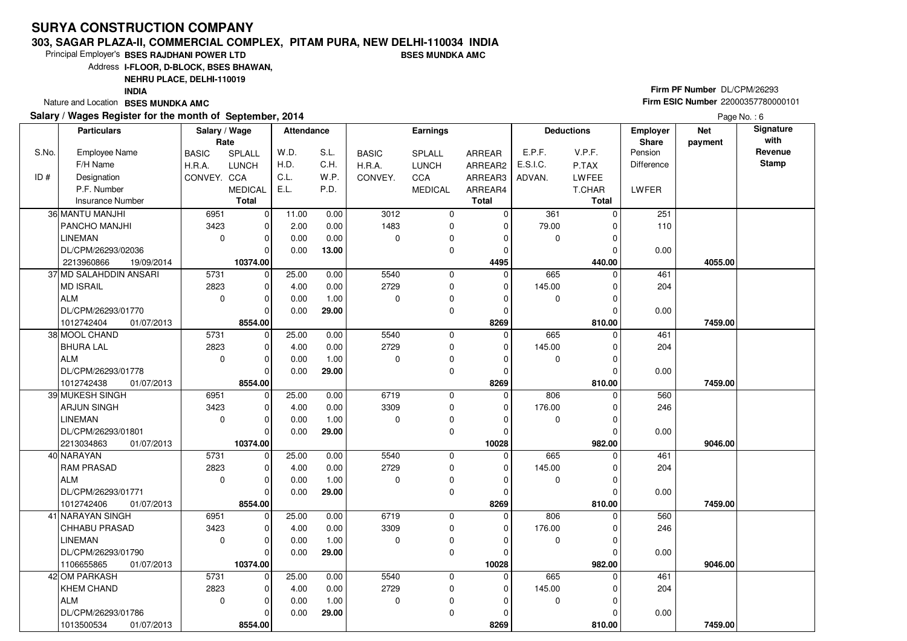# SURYA CONSTRUCTION COMPANY

## 303, SAGAR PLAZA-II, COMMERCIAL COMPLEX, PITAM PURA, NEW DELHI-110034 INDIA

Principal Employer's **BSES RAJDHANI POWER LTD** **BSES MUNDKA AMC**

Address **I-FLOOR, D-BLOCK, BSES BHAWAN, NEHRU PLACE, DELHI-110019 INDIA**

Nature and Location **BSES MUNDKA AMC**

**Firm PF Number** DL/CPM/26293

**Firm ESIC Number** 22000357780000101

**Salary / Wages Register for the month of September, 2014**

| S.No. / ID # | Employee Name / F/H Name / Designation / P.F. Number / Insurance Number | BASIC / H.R.A. / CONVEY. | SPLALL / LUNCH / CCA / MEDICAL / Total | W.D. / H.D. / C.L. / E.L. | S.L. / C.H. / W.P. / P.D. | BASIC / H.R.A. / CONVEY. | SPLALL / LUNCH / CCA / MEDICAL | ARREAR / ARREAR2 / ARREAR3 / ARREAR4 / Total | E.P.F. / E.S.I.C. / ADVAN. | V.P.F. / P.TAX / LWFEE / T.CHAR / Total | Employer Share Pension / Difference / LWFER | Net payment | Signature with Revenue Stamp |
|---|---|---|---|---|---|---|---|---|---|---|---|---|---|
| 36 | MANTU MANJHI | 6951 | 0 | 11.00 | 0.00 | 3012 | 0 | 0 | 361 | 0 | 251 | | |
| | PANCHO MANJHI | 3423 | 0 | 2.00 | 0.00 | 1483 | 0 | 0 | 79.00 | 0 | 110 | | |
| | LINEMAN | 0 | 0 | 0.00 | 0.00 | 0 | 0 | 0 | 0 | 0 | | | |
| | DL/CPM/26293/02036 | | 0 | 0.00 | **13.00** | | 0 | 0 | | 0 | 0.00 | | |
| | 2213960866 19/09/2014 | | **10374.00** | | | | | **4495** | | **440.00** | | **4055.00** | |
| 37 | MD SALAHDDIN ANSARI | 5731 | 0 | 25.00 | 0.00 | 5540 | 0 | 0 | 665 | 0 | 461 | | |
| | MD ISRAIL | 2823 | 0 | 4.00 | 0.00 | 2729 | 0 | 0 | 145.00 | 0 | 204 | | |
| | ALM | 0 | 0 | 0.00 | 1.00 | 0 | 0 | 0 | 0 | 0 | | | |
| | DL/CPM/26293/01770 | | 0 | 0.00 | **29.00** | | 0 | 0 | | 0 | 0.00 | | |
| | 1012742404 01/07/2013 | | **8554.00** | | | | | **8269** | | **810.00** | | **7459.00** | |
| 38 | MOOL CHAND | 5731 | 0 | 25.00 | 0.00 | 5540 | 0 | 0 | 665 | 0 | 461 | | |
| | BHURA LAL | 2823 | 0 | 4.00 | 0.00 | 2729 | 0 | 0 | 145.00 | 0 | 204 | | |
| | ALM | 0 | 0 | 0.00 | 1.00 | 0 | 0 | 0 | 0 | 0 | | | |
| | DL/CPM/26293/01778 | | 0 | 0.00 | **29.00** | | 0 | 0 | | 0 | 0.00 | | |
| | 1012742438 01/07/2013 | | **8554.00** | | | | | **8269** | | **810.00** | | **7459.00** | |
| 39 | MUKESH SINGH | 6951 | 0 | 25.00 | 0.00 | 6719 | 0 | 0 | 806 | 0 | 560 | | |
| | ARJUN SINGH | 3423 | 0 | 4.00 | 0.00 | 3309 | 0 | 0 | 176.00 | 0 | 246 | | |
| | LINEMAN | 0 | 0 | 0.00 | 1.00 | 0 | 0 | 0 | 0 | 0 | | | |
| | DL/CPM/26293/01801 | | 0 | 0.00 | **29.00** | | 0 | 0 | | 0 | 0.00 | | |
| | 2213034863 01/07/2013 | | **10374.00** | | | | | **10028** | | **982.00** | | **9046.00** | |
| 40 | NARAYAN | 5731 | 0 | 25.00 | 0.00 | 5540 | 0 | 0 | 665 | 0 | 461 | | |
| | RAM PRASAD | 2823 | 0 | 4.00 | 0.00 | 2729 | 0 | 0 | 145.00 | 0 | 204 | | |
| | ALM | 0 | 0 | 0.00 | 1.00 | 0 | 0 | 0 | 0 | 0 | | | |
| | DL/CPM/26293/01771 | | 0 | 0.00 | **29.00** | | 0 | 0 | | 0 | 0.00 | | |
| | 1012742406 01/07/2013 | | **8554.00** | | | | | **8269** | | **810.00** | | **7459.00** | |
| 41 | NARAYAN SINGH | 6951 | 0 | 25.00 | 0.00 | 6719 | 0 | 0 | 806 | 0 | 560 | | |
| | CHHABU PRASAD | 3423 | 0 | 4.00 | 0.00 | 3309 | 0 | 0 | 176.00 | 0 | 246 | | |
| | LINEMAN | 0 | 0 | 0.00 | 1.00 | 0 | 0 | 0 | 0 | 0 | | | |
| | DL/CPM/26293/01790 | | 0 | 0.00 | **29.00** | | 0 | 0 | | 0 | 0.00 | | |
| | 1106655865 01/07/2013 | | **10374.00** | | | | | **10028** | | **982.00** | | **9046.00** | |
| 42 | OM PARKASH | 5731 | 0 | 25.00 | 0.00 | 5540 | 0 | 0 | 665 | 0 | 461 | | |
| | KHEM CHAND | 2823 | 0 | 4.00 | 0.00 | 2729 | 0 | 0 | 145.00 | 0 | 204 | | |
| | ALM | 0 | 0 | 0.00 | 1.00 | 0 | 0 | 0 | 0 | 0 | | | |
| | DL/CPM/26293/01786 | | 0 | 0.00 | **29.00** | | 0 | 0 | | 0 | 0.00 | | |
| | 1013500534 01/07/2013 | | **8554.00** | | | | | **8269** | | **810.00** | | **7459.00** | |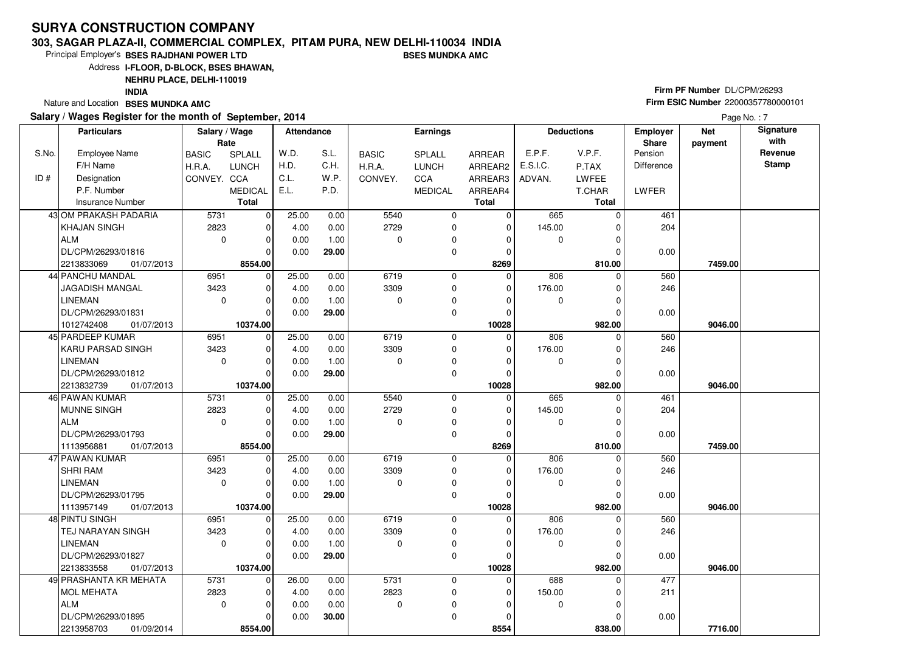# SURYA CONSTRUCTION COMPANY

**303, SAGAR PLAZA-II, COMMERCIAL COMPLEX, PITAM PURA, NEW DELHI-110034 INDIA**

Principal Employer's **BSES RAJDHANI POWER LTD** **BSES MUNDKA AMC**

Address **I-FLOOR, D-BLOCK, BSES BHAWAN, NEHRU PLACE, DELHI-110019 INDIA**

Nature and Location **BSES MUNDKA AMC**

**Firm PF Number** DL/CPM/26293

**Firm ESIC Number** 22000357780000101

**Salary / Wages Register for the month of September, 2014**

| S.No. / ID # | Employee Name / F/H Name / Designation / P.F. Number / Insurance Number | BASIC / H.R.A. / CONVEY. | SPLALL / LUNCH / CCA / MEDICAL / Total | W.D. / H.D. / C.L. / E.L. | S.L. / C.H. / W.P. / P.D. | BASIC / H.R.A. / CONVEY. | SPLALL / LUNCH / CCA / MEDICAL | ARREAR / ARREAR2 / ARREAR3 / ARREAR4 / Total | E.P.F. / E.S.I.C. / ADVAN. | V.P.F. / P.TAX / LWFEE / T.CHAR / Total | Employer Share Pension / Difference / LWFER | Net payment | Signature with Revenue Stamp |
|---|---|---|---|---|---|---|---|---|---|---|---|---|---|
| 43 | OM PRAKASH PADARIA | 5731 | 0 | 25.00 | 0.00 | 5540 | 0 | 0 | 665 | 0 | 461 | | |
| | KHAJAN SINGH | 2823 | 0 | 4.00 | 0.00 | 2729 | 0 | 0 | 145.00 | 0 | 204 | | |
| | ALM | 0 | 0 | 0.00 | 1.00 | 0 | 0 | 0 | 0 | 0 | | | |
| | DL/CPM/26293/01816 | | 0 | 0.00 | 29.00 | | 0 | 0 | | 0 | 0.00 | | |
| | 2213833069 01/07/2013 | | 8554.00 | | | | | 8269 | | 810.00 | | 7459.00 | |
| 44 | PANCHU MANDAL | 6951 | 0 | 25.00 | 0.00 | 6719 | 0 | 0 | 806 | 0 | 560 | | |
| | JAGADISH MANGAL | 3423 | 0 | 4.00 | 0.00 | 3309 | 0 | 0 | 176.00 | 0 | 246 | | |
| | LINEMAN | 0 | 0 | 0.00 | 1.00 | 0 | 0 | 0 | 0 | 0 | | | |
| | DL/CPM/26293/01831 | | 0 | 0.00 | 29.00 | | 0 | 0 | | 0 | 0.00 | | |
| | 1012742408 01/07/2013 | | 10374.00 | | | | | 10028 | | 982.00 | | 9046.00 | |
| 45 | PARDEEP KUMAR | 6951 | 0 | 25.00 | 0.00 | 6719 | 0 | 0 | 806 | 0 | 560 | | |
| | KARU PARSAD SINGH | 3423 | 0 | 4.00 | 0.00 | 3309 | 0 | 0 | 176.00 | 0 | 246 | | |
| | LINEMAN | 0 | 0 | 0.00 | 1.00 | 0 | 0 | 0 | 0 | 0 | | | |
| | DL/CPM/26293/01812 | | 0 | 0.00 | 29.00 | | 0 | 0 | | 0 | 0.00 | | |
| | 2213832739 01/07/2013 | | 10374.00 | | | | | 10028 | | 982.00 | | 9046.00 | |
| 46 | PAWAN KUMAR | 5731 | 0 | 25.00 | 0.00 | 5540 | 0 | 0 | 665 | 0 | 461 | | |
| | MUNNE SINGH | 2823 | 0 | 4.00 | 0.00 | 2729 | 0 | 0 | 145.00 | 0 | 204 | | |
| | ALM | 0 | 0 | 0.00 | 1.00 | 0 | 0 | 0 | 0 | 0 | | | |
| | DL/CPM/26293/01793 | | 0 | 0.00 | 29.00 | | 0 | 0 | | 0 | 0.00 | | |
| | 1113956881 01/07/2013 | | 8554.00 | | | | | 8269 | | 810.00 | | 7459.00 | |
| 47 | PAWAN KUMAR | 6951 | 0 | 25.00 | 0.00 | 6719 | 0 | 0 | 806 | 0 | 560 | | |
| | SHRI RAM | 3423 | 0 | 4.00 | 0.00 | 3309 | 0 | 0 | 176.00 | 0 | 246 | | |
| | LINEMAN | 0 | 0 | 0.00 | 1.00 | 0 | 0 | 0 | 0 | 0 | | | |
| | DL/CPM/26293/01795 | | 0 | 0.00 | 29.00 | | 0 | 0 | | 0 | 0.00 | | |
| | 1113957149 01/07/2013 | | 10374.00 | | | | | 10028 | | 982.00 | | 9046.00 | |
| 48 | PINTU SINGH | 6951 | 0 | 25.00 | 0.00 | 6719 | 0 | 0 | 806 | 0 | 560 | | |
| | TEJ NARAYAN SINGH | 3423 | 0 | 4.00 | 0.00 | 3309 | 0 | 0 | 176.00 | 0 | 246 | | |
| | LINEMAN | 0 | 0 | 0.00 | 1.00 | 0 | 0 | 0 | 0 | 0 | | | |
| | DL/CPM/26293/01827 | | 0 | 0.00 | 29.00 | | 0 | 0 | | 0 | 0.00 | | |
| | 2213833558 01/07/2013 | | 10374.00 | | | | | 10028 | | 982.00 | | 9046.00 | |
| 49 | PRASHANTA KR MEHATA | 5731 | 0 | 26.00 | 0.00 | 5731 | 0 | 0 | 688 | 0 | 477 | | |
| | MOL MEHATA | 2823 | 0 | 4.00 | 0.00 | 2823 | 0 | 0 | 150.00 | 0 | 211 | | |
| | ALM | 0 | 0 | 0.00 | 0.00 | 0 | 0 | 0 | 0 | 0 | | | |
| | DL/CPM/26293/01895 | | 0 | 0.00 | 30.00 | | 0 | 0 | | 0 | 0.00 | | |
| | 2213958703 01/09/2014 | | 8554.00 | | | | | 8554 | | 838.00 | | 7716.00 | |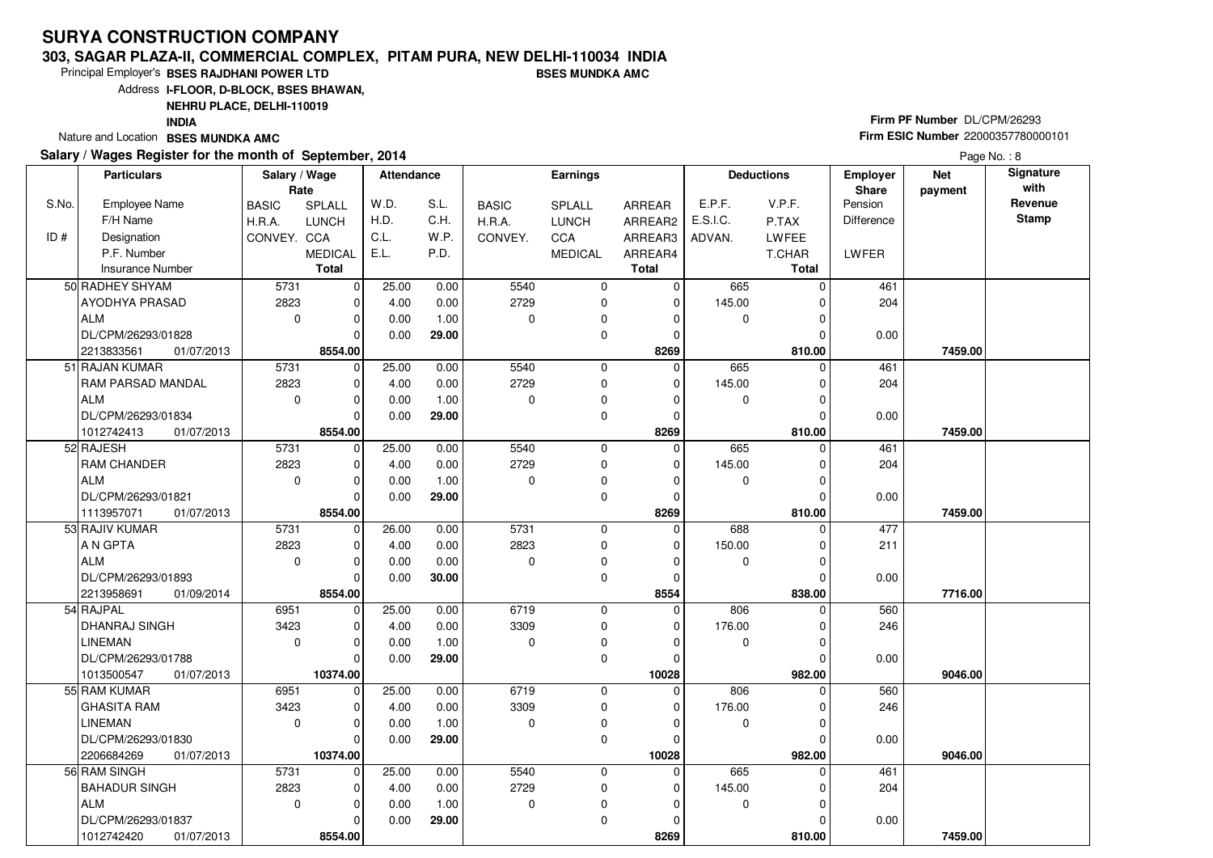# SURYA CONSTRUCTION COMPANY

**303, SAGAR PLAZA-II, COMMERCIAL COMPLEX, PITAM PURA, NEW DELHI-110034 INDIA**

Principal Employer's **BSES RAJDHANI POWER LTD** **BSES MUNDKA AMC**

Address **I-FLOOR, D-BLOCK, BSES BHAWAN, NEHRU PLACE, DELHI-110019 INDIA**

Nature and Location **BSES MUNDKA AMC**

**Firm PF Number** DL/CPM/26293

**Firm ESIC Number** 22000357780000101

**Salary / Wages Register for the month of September, 2014**

| S.No. / ID # | Particulars: Employee Name / F/H Name / Designation / P.F. Number / Insurance Number | Salary / Wage Rate: BASIC / H.R.A. / CONVEY. | SPLALL / LUNCH / CCA / MEDICAL / Total | Attendance: W.D. / H.D. / C.L. / E.L. | S.L. / C.H. / W.P. / P.D. | Earnings: BASIC / H.R.A. / CONVEY. | SPLALL / LUNCH / CCA / MEDICAL | ARREAR / ARREAR2 / ARREAR3 / ARREAR4 / Total | Deductions: E.P.F. / E.S.I.C. / ADVAN. | V.P.F. / P.TAX / LWFEE / T.CHAR / Total | Employer Share: Pension / Difference / LWFER | Net payment | Signature with Revenue Stamp |
|---|---|---|---|---|---|---|---|---|---|---|---|---|---|
| 50 | RADHEY SHYAM | 5731 | 0 | 25.00 | 0.00 | 5540 | 0 | 0 | 665 | 0 | 461 | | |
| | AYODHYA PRASAD | 2823 | 0 | 4.00 | 0.00 | 2729 | 0 | 0 | 145.00 | 0 | 204 | | |
| | ALM | 0 | 0 | 0.00 | 1.00 | 0 | 0 | 0 | 0 | 0 | | | |
| | DL/CPM/26293/01828 | | 0 | 0.00 | 29.00 | | 0 | 0 | | 0 | 0.00 | | |
| | 2213833561 01/07/2013 | | 8554.00 | | | | | 8269 | | 810.00 | | 7459.00 | |
| 51 | RAJAN KUMAR | 5731 | 0 | 25.00 | 0.00 | 5540 | 0 | 0 | 665 | 0 | 461 | | |
| | RAM PARSAD MANDAL | 2823 | 0 | 4.00 | 0.00 | 2729 | 0 | 0 | 145.00 | 0 | 204 | | |
| | ALM | 0 | 0 | 0.00 | 1.00 | 0 | 0 | 0 | 0 | 0 | | | |
| | DL/CPM/26293/01834 | | 0 | 0.00 | 29.00 | | 0 | 0 | | 0 | 0.00 | | |
| | 1012742413 01/07/2013 | | 8554.00 | | | | | 8269 | | 810.00 | | 7459.00 | |
| 52 | RAJESH | 5731 | 0 | 25.00 | 0.00 | 5540 | 0 | 0 | 665 | 0 | 461 | | |
| | RAM CHANDER | 2823 | 0 | 4.00 | 0.00 | 2729 | 0 | 0 | 145.00 | 0 | 204 | | |
| | ALM | 0 | 0 | 0.00 | 1.00 | 0 | 0 | 0 | 0 | 0 | | | |
| | DL/CPM/26293/01821 | | 0 | 0.00 | 29.00 | | 0 | 0 | | 0 | 0.00 | | |
| | 1113957071 01/07/2013 | | 8554.00 | | | | | 8269 | | 810.00 | | 7459.00 | |
| 53 | RAJIV KUMAR | 5731 | 0 | 26.00 | 0.00 | 5731 | 0 | 0 | 688 | 0 | 477 | | |
| | A N GPTA | 2823 | 0 | 4.00 | 0.00 | 2823 | 0 | 0 | 150.00 | 0 | 211 | | |
| | ALM | 0 | 0 | 0.00 | 0.00 | 0 | 0 | 0 | 0 | 0 | | | |
| | DL/CPM/26293/01893 | | 0 | 0.00 | 30.00 | | 0 | 0 | | 0 | 0.00 | | |
| | 2213958691 01/09/2014 | | 8554.00 | | | | | 8554 | | 838.00 | | 7716.00 | |
| 54 | RAJPAL | 6951 | 0 | 25.00 | 0.00 | 6719 | 0 | 0 | 806 | 0 | 560 | | |
| | DHANRAJ SINGH | 3423 | 0 | 4.00 | 0.00 | 3309 | 0 | 0 | 176.00 | 0 | 246 | | |
| | LINEMAN | 0 | 0 | 0.00 | 1.00 | 0 | 0 | 0 | 0 | 0 | | | |
| | DL/CPM/26293/01788 | | 0 | 0.00 | 29.00 | | 0 | 0 | | 0 | 0.00 | | |
| | 1013500547 01/07/2013 | | 10374.00 | | | | | 10028 | | 982.00 | | 9046.00 | |
| 55 | RAM KUMAR | 6951 | 0 | 25.00 | 0.00 | 6719 | 0 | 0 | 806 | 0 | 560 | | |
| | GHASITA RAM | 3423 | 0 | 4.00 | 0.00 | 3309 | 0 | 0 | 176.00 | 0 | 246 | | |
| | LINEMAN | 0 | 0 | 0.00 | 1.00 | 0 | 0 | 0 | 0 | 0 | | | |
| | DL/CPM/26293/01830 | | 0 | 0.00 | 29.00 | | 0 | 0 | | 0 | 0.00 | | |
| | 2206684269 01/07/2013 | | 10374.00 | | | | | 10028 | | 982.00 | | 9046.00 | |
| 56 | RAM SINGH | 5731 | 0 | 25.00 | 0.00 | 5540 | 0 | 0 | 665 | 0 | 461 | | |
| | BAHADUR SINGH | 2823 | 0 | 4.00 | 0.00 | 2729 | 0 | 0 | 145.00 | 0 | 204 | | |
| | ALM | 0 | 0 | 0.00 | 1.00 | 0 | 0 | 0 | 0 | 0 | | | |
| | DL/CPM/26293/01837 | | 0 | 0.00 | 29.00 | | 0 | 0 | | 0 | 0.00 | | |
| | 1012742420 01/07/2013 | | 8554.00 | | | | | 8269 | | 810.00 | | 7459.00 | |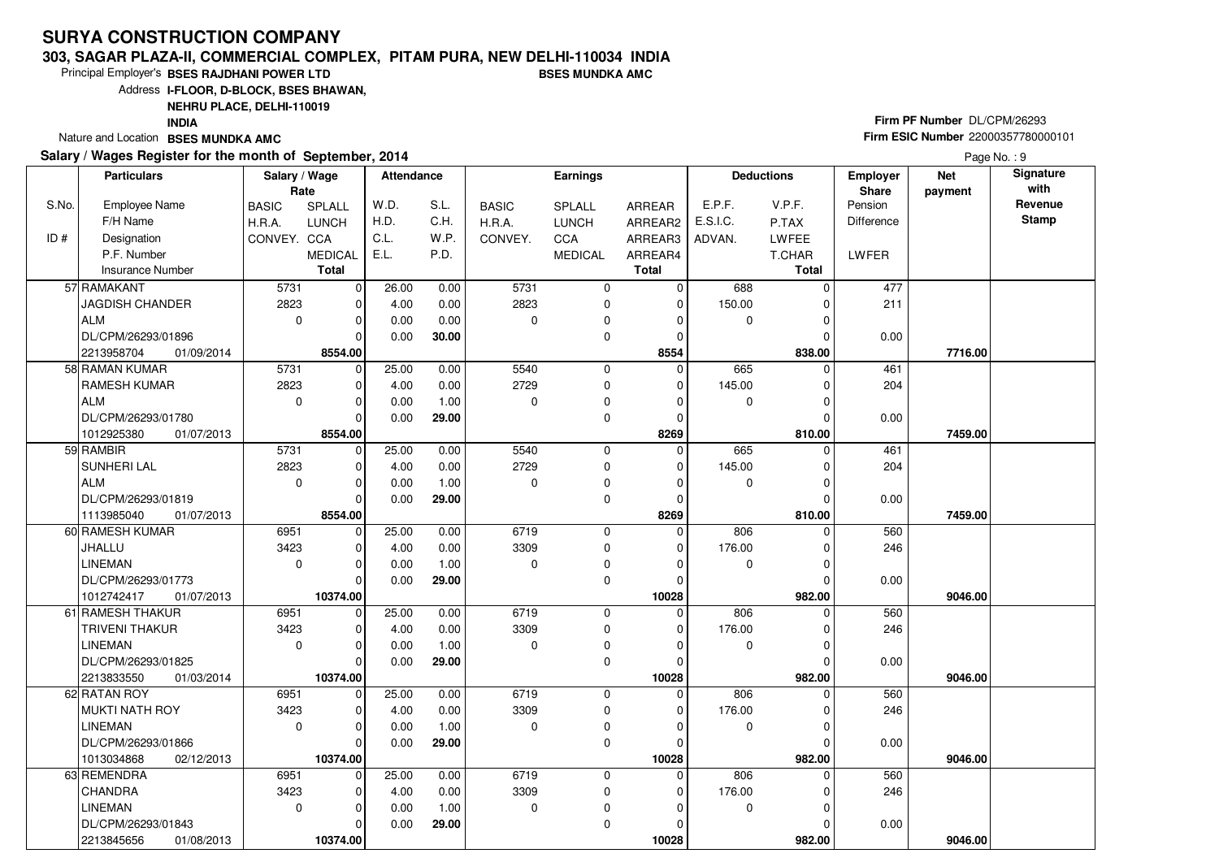# SURYA CONSTRUCTION COMPANY

**303, SAGAR PLAZA-II, COMMERCIAL COMPLEX, PITAM PURA, NEW DELHI-110034 INDIA**

Principal Employer's **BSES RAJDHANI POWER LTD** **BSES MUNDKA AMC**

Address **I-FLOOR, D-BLOCK, BSES BHAWAN, NEHRU PLACE, DELHI-110019 INDIA**

Nature and Location **BSES MUNDKA AMC**

**Firm PF Number** DL/CPM/26293

**Firm ESIC Number** 22000357780000101

**Salary / Wages Register for the month of September, 2014**

| S.No. / ID # | Employee Name / F/H Name / Designation / P.F. Number / Insurance Number | BASIC / H.R.A. / CONVEY. | SPLALL / LUNCH / CCA / MEDICAL / Total | W.D. / H.D. / C.L. / E.L. | S.L. / C.H. / W.P. / P.D. | BASIC / H.R.A. / CONVEY. | SPLALL / LUNCH / CCA / MEDICAL | ARREAR / ARREAR2 / ARREAR3 / ARREAR4 / Total | E.P.F. / E.S.I.C. / ADVAN. | V.P.F. / P.TAX / LWFEE / T.CHAR / Total | Employer Share Pension Difference / LWFER | Net payment | Signature with Revenue Stamp |
|---|---|---|---|---|---|---|---|---|---|---|---|---|---|
| 57 | RAMAKANT | 5731 | 0 | 26.00 | 0.00 | 5731 | 0 | 0 | 688 | 0 | 477 | | |
| | JAGDISH CHANDER | 2823 | 0 | 4.00 | 0.00 | 2823 | 0 | 0 | 150.00 | 0 | 211 | | |
| | ALM | 0 | 0 | 0.00 | 0.00 | 0 | 0 | 0 | 0 | 0 | | | |
| | DL/CPM/26293/01896 | | 0 | 0.00 | **30.00** | | 0 | 0 | | 0 | 0.00 | | |
| | 2213958704 01/09/2014 | | **8554.00** | | | | | **8554** | | **838.00** | | **7716.00** | |
| 58 | RAMAN KUMAR | 5731 | 0 | 25.00 | 0.00 | 5540 | 0 | 0 | 665 | 0 | 461 | | |
| | RAMESH KUMAR | 2823 | 0 | 4.00 | 0.00 | 2729 | 0 | 0 | 145.00 | 0 | 204 | | |
| | ALM | 0 | 0 | 0.00 | 1.00 | 0 | 0 | 0 | 0 | 0 | | | |
| | DL/CPM/26293/01780 | | 0 | 0.00 | **29.00** | | 0 | 0 | | 0 | 0.00 | | |
| | 1012925380 01/07/2013 | | **8554.00** | | | | | **8269** | | **810.00** | | **7459.00** | |
| 59 | RAMBIR | 5731 | 0 | 25.00 | 0.00 | 5540 | 0 | 0 | 665 | 0 | 461 | | |
| | SUNHERI LAL | 2823 | 0 | 4.00 | 0.00 | 2729 | 0 | 0 | 145.00 | 0 | 204 | | |
| | ALM | 0 | 0 | 0.00 | 1.00 | 0 | 0 | 0 | 0 | 0 | | | |
| | DL/CPM/26293/01819 | | 0 | 0.00 | **29.00** | | 0 | 0 | | 0 | 0.00 | | |
| | 1113985040 01/07/2013 | | **8554.00** | | | | | **8269** | | **810.00** | | **7459.00** | |
| 60 | RAMESH KUMAR | 6951 | 0 | 25.00 | 0.00 | 6719 | 0 | 0 | 806 | 0 | 560 | | |
| | JHALLU | 3423 | 0 | 4.00 | 0.00 | 3309 | 0 | 0 | 176.00 | 0 | 246 | | |
| | LINEMAN | 0 | 0 | 0.00 | 1.00 | 0 | 0 | 0 | 0 | 0 | | | |
| | DL/CPM/26293/01773 | | 0 | 0.00 | **29.00** | | 0 | 0 | | 0 | 0.00 | | |
| | 1012742417 01/07/2013 | | **10374.00** | | | | | **10028** | | **982.00** | | **9046.00** | |
| 61 | RAMESH THAKUR | 6951 | 0 | 25.00 | 0.00 | 6719 | 0 | 0 | 806 | 0 | 560 | | |
| | TRIVENI THAKUR | 3423 | 0 | 4.00 | 0.00 | 3309 | 0 | 0 | 176.00 | 0 | 246 | | |
| | LINEMAN | 0 | 0 | 0.00 | 1.00 | 0 | 0 | 0 | 0 | 0 | | | |
| | DL/CPM/26293/01825 | | 0 | 0.00 | **29.00** | | 0 | 0 | | 0 | 0.00 | | |
| | 2213833550 01/03/2014 | | **10374.00** | | | | | **10028** | | **982.00** | | **9046.00** | |
| 62 | RATAN ROY | 6951 | 0 | 25.00 | 0.00 | 6719 | 0 | 0 | 806 | 0 | 560 | | |
| | MUKTI NATH ROY | 3423 | 0 | 4.00 | 0.00 | 3309 | 0 | 0 | 176.00 | 0 | 246 | | |
| | LINEMAN | 0 | 0 | 0.00 | 1.00 | 0 | 0 | 0 | 0 | 0 | | | |
| | DL/CPM/26293/01866 | | 0 | 0.00 | **29.00** | | 0 | 0 | | 0 | 0.00 | | |
| | 1013034868 02/12/2013 | | **10374.00** | | | | | **10028** | | **982.00** | | **9046.00** | |
| 63 | REMENDRA | 6951 | 0 | 25.00 | 0.00 | 6719 | 0 | 0 | 806 | 0 | 560 | | |
| | CHANDRA | 3423 | 0 | 4.00 | 0.00 | 3309 | 0 | 0 | 176.00 | 0 | 246 | | |
| | LINEMAN | 0 | 0 | 0.00 | 1.00 | 0 | 0 | 0 | 0 | 0 | | | |
| | DL/CPM/26293/01843 | | 0 | 0.00 | **29.00** | | 0 | 0 | | 0 | 0.00 | | |
| | 2213845656 01/08/2013 | | **10374.00** | | | | | **10028** | | **982.00** | | **9046.00** | |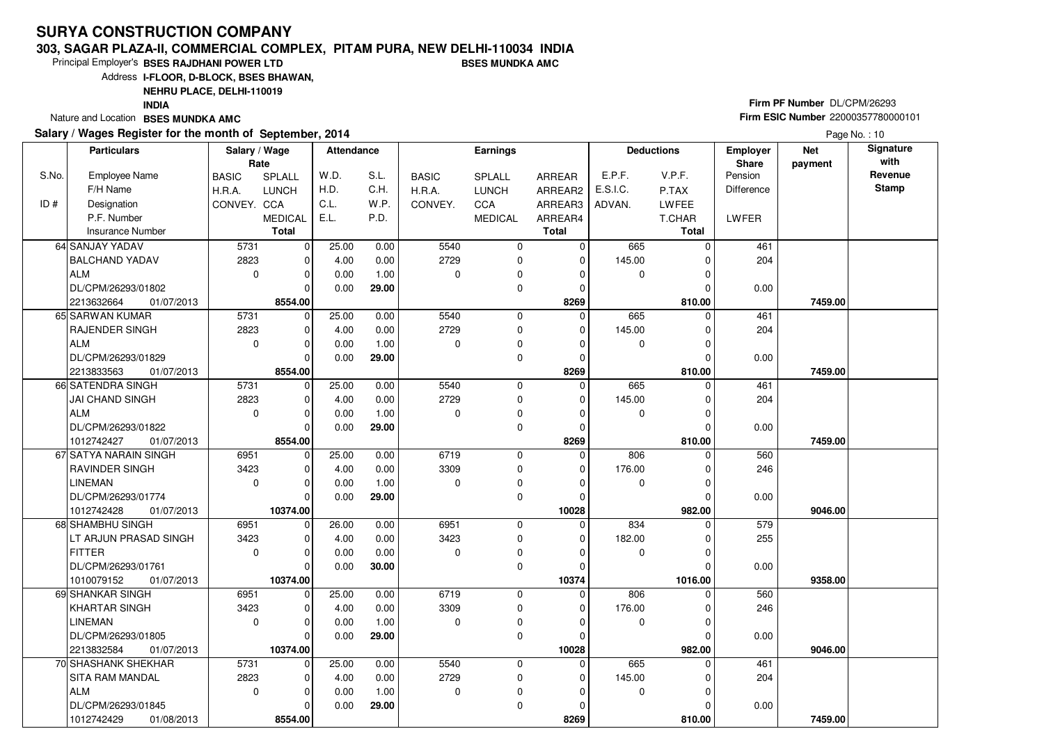# SURYA CONSTRUCTION COMPANY

## 303, SAGAR PLAZA-II, COMMERCIAL COMPLEX, PITAM PURA, NEW DELHI-110034 INDIA

Principal Employer's **BSES RAJDHANI POWER LTD** **BSES MUNDKA AMC**

Address **I-FLOOR, D-BLOCK, BSES BHAWAN, NEHRU PLACE, DELHI-110019 INDIA**

Nature and Location **BSES MUNDKA AMC**

**Firm PF Number** DL/CPM/26293

**Firm ESIC Number** 22000357780000101

**Salary / Wages Register for the month of September, 2014**

| S.No. / ID # | Employee Name / F/H Name / Designation / P.F. Number / Insurance Number | BASIC / H.R.A. / CONVEY. | SPLALL / LUNCH / CCA / MEDICAL / Total | W.D. / H.D. / C.L. / E.L. | S.L. / C.H. / W.P. / P.D. | BASIC / H.R.A. / CONVEY. | SPLALL / LUNCH / CCA / MEDICAL | ARREAR / ARREAR2 / ARREAR3 / ARREAR4 / Total | E.P.F. / E.S.I.C. / ADVAN. | V.P.F. / P.TAX / LWFEE / T.CHAR / Total | Employer Share Pension / Difference / LWFER | Net payment | Signature with Revenue Stamp |
|---|---|---|---|---|---|---|---|---|---|---|---|---|---|
| 64 | SANJAY YADAV | 5731 | 0 | 25.00 | 0.00 | 5540 | 0 | 0 | 665 | 0 | 461 | | |
| | BALCHAND YADAV | 2823 | 0 | 4.00 | 0.00 | 2729 | 0 | 0 | 145.00 | 0 | 204 | | |
| | ALM | 0 | 0 | 0.00 | 1.00 | 0 | 0 | 0 | 0 | 0 | | | |
| | DL/CPM/26293/01802 | | 0 | 0.00 | **29.00** | | 0 | 0 | | 0 | 0.00 | | |
| | 2213632664 01/07/2013 | | **8554.00** | | | | | **8269** | | **810.00** | | **7459.00** | |
| 65 | SARWAN KUMAR | 5731 | 0 | 25.00 | 0.00 | 5540 | 0 | 0 | 665 | 0 | 461 | | |
| | RAJENDER SINGH | 2823 | 0 | 4.00 | 0.00 | 2729 | 0 | 0 | 145.00 | 0 | 204 | | |
| | ALM | 0 | 0 | 0.00 | 1.00 | 0 | 0 | 0 | 0 | 0 | | | |
| | DL/CPM/26293/01829 | | 0 | 0.00 | **29.00** | | 0 | 0 | | 0 | 0.00 | | |
| | 2213833563 01/07/2013 | | **8554.00** | | | | | **8269** | | **810.00** | | **7459.00** | |
| 66 | SATENDRA SINGH | 5731 | 0 | 25.00 | 0.00 | 5540 | 0 | 0 | 665 | 0 | 461 | | |
| | JAI CHAND SINGH | 2823 | 0 | 4.00 | 0.00 | 2729 | 0 | 0 | 145.00 | 0 | 204 | | |
| | ALM | 0 | 0 | 0.00 | 1.00 | 0 | 0 | 0 | 0 | 0 | | | |
| | DL/CPM/26293/01822 | | 0 | 0.00 | **29.00** | | 0 | 0 | | 0 | 0.00 | | |
| | 1012742427 01/07/2013 | | **8554.00** | | | | | **8269** | | **810.00** | | **7459.00** | |
| 67 | SATYA NARAIN SINGH | 6951 | 0 | 25.00 | 0.00 | 6719 | 0 | 0 | 806 | 0 | 560 | | |
| | RAVINDER SINGH | 3423 | 0 | 4.00 | 0.00 | 3309 | 0 | 0 | 176.00 | 0 | 246 | | |
| | LINEMAN | 0 | 0 | 0.00 | 1.00 | 0 | 0 | 0 | 0 | 0 | | | |
| | DL/CPM/26293/01774 | | 0 | 0.00 | **29.00** | | 0 | 0 | | 0 | 0.00 | | |
| | 1012742428 01/07/2013 | | **10374.00** | | | | | **10028** | | **982.00** | | **9046.00** | |
| 68 | SHAMBHU SINGH | 6951 | 0 | 26.00 | 0.00 | 6951 | 0 | 0 | 834 | 0 | 579 | | |
| | LT ARJUN PRASAD SINGH | 3423 | 0 | 4.00 | 0.00 | 3423 | 0 | 0 | 182.00 | 0 | 255 | | |
| | FITTER | 0 | 0 | 0.00 | 0.00 | 0 | 0 | 0 | 0 | 0 | | | |
| | DL/CPM/26293/01761 | | 0 | 0.00 | **30.00** | | 0 | 0 | | 0 | 0.00 | | |
| | 1010079152 01/07/2013 | | **10374.00** | | | | | **10374** | | **1016.00** | | **9358.00** | |
| 69 | SHANKAR SINGH | 6951 | 0 | 25.00 | 0.00 | 6719 | 0 | 0 | 806 | 0 | 560 | | |
| | KHARTAR SINGH | 3423 | 0 | 4.00 | 0.00 | 3309 | 0 | 0 | 176.00 | 0 | 246 | | |
| | LINEMAN | 0 | 0 | 0.00 | 1.00 | 0 | 0 | 0 | 0 | 0 | | | |
| | DL/CPM/26293/01805 | | 0 | 0.00 | **29.00** | | 0 | 0 | | 0 | 0.00 | | |
| | 2213832584 01/07/2013 | | **10374.00** | | | | | **10028** | | **982.00** | | **9046.00** | |
| 70 | SHASHANK SHEKHAR | 5731 | 0 | 25.00 | 0.00 | 5540 | 0 | 0 | 665 | 0 | 461 | | |
| | SITA RAM MANDAL | 2823 | 0 | 4.00 | 0.00 | 2729 | 0 | 0 | 145.00 | 0 | 204 | | |
| | ALM | 0 | 0 | 0.00 | 1.00 | 0 | 0 | 0 | 0 | 0 | | | |
| | DL/CPM/26293/01845 | | 0 | 0.00 | **29.00** | | 0 | 0 | | 0 | 0.00 | | |
| | 1012742429 01/08/2013 | | **8554.00** | | | | | **8269** | | **810.00** | | **7459.00** | |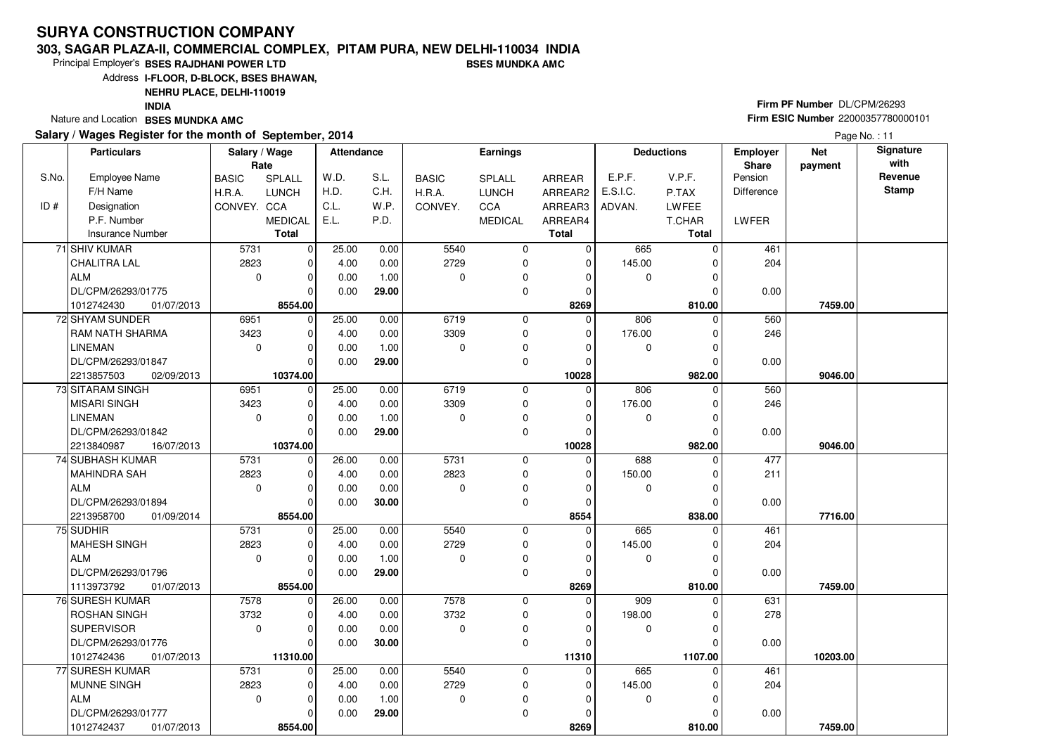# SURYA CONSTRUCTION COMPANY

**303, SAGAR PLAZA-II, COMMERCIAL COMPLEX, PITAM PURA, NEW DELHI-110034 INDIA**

Principal Employer's **BSES RAJDHANI POWER LTD** **BSES MUNDKA AMC**

Address **I-FLOOR, D-BLOCK, BSES BHAWAN, NEHRU PLACE, DELHI-110019 INDIA**

Nature and Location **BSES MUNDKA AMC**

**Firm PF Number** DL/CPM/26293

**Firm ESIC Number** 22000357780000101

**Salary / Wages Register for the month of September, 2014**

| S.No. / ID # | Employee Name / F/H Name / Designation / P.F. Number / Insurance Number | BASIC / H.R.A. / CONVEY. | SPLALL / LUNCH / CCA / MEDICAL / Total | W.D. / H.D. / C.L. / E.L. | S.L. / C.H. / W.P. / P.D. | BASIC / H.R.A. / CONVEY. | SPLALL / LUNCH / CCA / MEDICAL | ARREAR / ARREAR2 / ARREAR3 / ARREAR4 / Total | E.P.F. / E.S.I.C. / ADVAN. | V.P.F. / P.TAX / LWFEE / T.CHAR / Total | Employer Share Pension / Difference / LWFER | Net payment | Signature with Revenue Stamp |
|---|---|---|---|---|---|---|---|---|---|---|---|---|---|
| 71 | SHIV KUMAR / CHALITRA LAL / ALM / DL/CPM/26293/01775 / 1012742430 01/07/2013 | 5731 / 2823 / 0 | 0 / 0 / 0 / 0 / **8554.00** | 25.00 / 4.00 / 0.00 / 0.00 | 0.00 / 0.00 / 1.00 / **29.00** | 5540 / 2729 / 0 | 0 / 0 / 0 / 0 | 0 / 0 / 0 / 0 / **8269** | 665 / 145.00 / 0 | 0 / 0 / 0 / 0 / **810.00** | 461 / 204 / 0.00 | **7459.00** | |
| 72 | SHYAM SUNDER / RAM NATH SHARMA / LINEMAN / DL/CPM/26293/01847 / 2213857503 02/09/2013 | 6951 / 3423 / 0 | 0 / 0 / 0 / 0 / **10374.00** | 25.00 / 4.00 / 0.00 / 0.00 | 0.00 / 0.00 / 1.00 / **29.00** | 6719 / 3309 / 0 | 0 / 0 / 0 / 0 | 0 / 0 / 0 / 0 / **10028** | 806 / 176.00 / 0 | 0 / 0 / 0 / 0 / **982.00** | 560 / 246 / 0.00 | **9046.00** | |
| 73 | SITARAM SINGH / MISARI SINGH / LINEMAN / DL/CPM/26293/01842 / 2213840987 16/07/2013 | 6951 / 3423 / 0 | 0 / 0 / 0 / 0 / **10374.00** | 25.00 / 4.00 / 0.00 / 0.00 | 0.00 / 0.00 / 1.00 / **29.00** | 6719 / 3309 / 0 | 0 / 0 / 0 / 0 | 0 / 0 / 0 / 0 / **10028** | 806 / 176.00 / 0 | 0 / 0 / 0 / 0 / **982.00** | 560 / 246 / 0.00 | **9046.00** | |
| 74 | SUBHASH KUMAR / MAHINDRA SAH / ALM / DL/CPM/26293/01894 / 2213958700 01/09/2014 | 5731 / 2823 / 0 | 0 / 0 / 0 / 0 / **8554.00** | 26.00 / 4.00 / 0.00 / 0.00 | 0.00 / 0.00 / 0.00 / **30.00** | 5731 / 2823 / 0 | 0 / 0 / 0 / 0 | 0 / 0 / 0 / 0 / **8554** | 688 / 150.00 / 0 | 0 / 0 / 0 / 0 / **838.00** | 477 / 211 / 0.00 | **7716.00** | |
| 75 | SUDHIR / MAHESH SINGH / ALM / DL/CPM/26293/01796 / 1113973792 01/07/2013 | 5731 / 2823 / 0 | 0 / 0 / 0 / 0 / **8554.00** | 25.00 / 4.00 / 0.00 / 0.00 | 0.00 / 0.00 / 1.00 / **29.00** | 5540 / 2729 / 0 | 0 / 0 / 0 / 0 | 0 / 0 / 0 / 0 / **8269** | 665 / 145.00 / 0 | 0 / 0 / 0 / 0 / **810.00** | 461 / 204 / 0.00 | **7459.00** | |
| 76 | SURESH KUMAR / ROSHAN SINGH / SUPERVISOR / DL/CPM/26293/01776 / 1012742436 01/07/2013 | 7578 / 3732 / 0 | 0 / 0 / 0 / 0 / **11310.00** | 26.00 / 4.00 / 0.00 / 0.00 | 0.00 / 0.00 / 0.00 / **30.00** | 7578 / 3732 / 0 | 0 / 0 / 0 / 0 | 0 / 0 / 0 / 0 / **11310** | 909 / 198.00 / 0 | 0 / 0 / 0 / 0 / **1107.00** | 631 / 278 / 0.00 | **10203.00** | |
| 77 | SURESH KUMAR / MUNNE SINGH / ALM / DL/CPM/26293/01777 / 1012742437 01/07/2013 | 5731 / 2823 / 0 | 0 / 0 / 0 / 0 / **8554.00** | 25.00 / 4.00 / 0.00 / 0.00 | 0.00 / 0.00 / 1.00 / **29.00** | 5540 / 2729 / 0 | 0 / 0 / 0 / 0 | 0 / 0 / 0 / 0 / **8269** | 665 / 145.00 / 0 | 0 / 0 / 0 / 0 / **810.00** | 461 / 204 / 0.00 | **7459.00** | |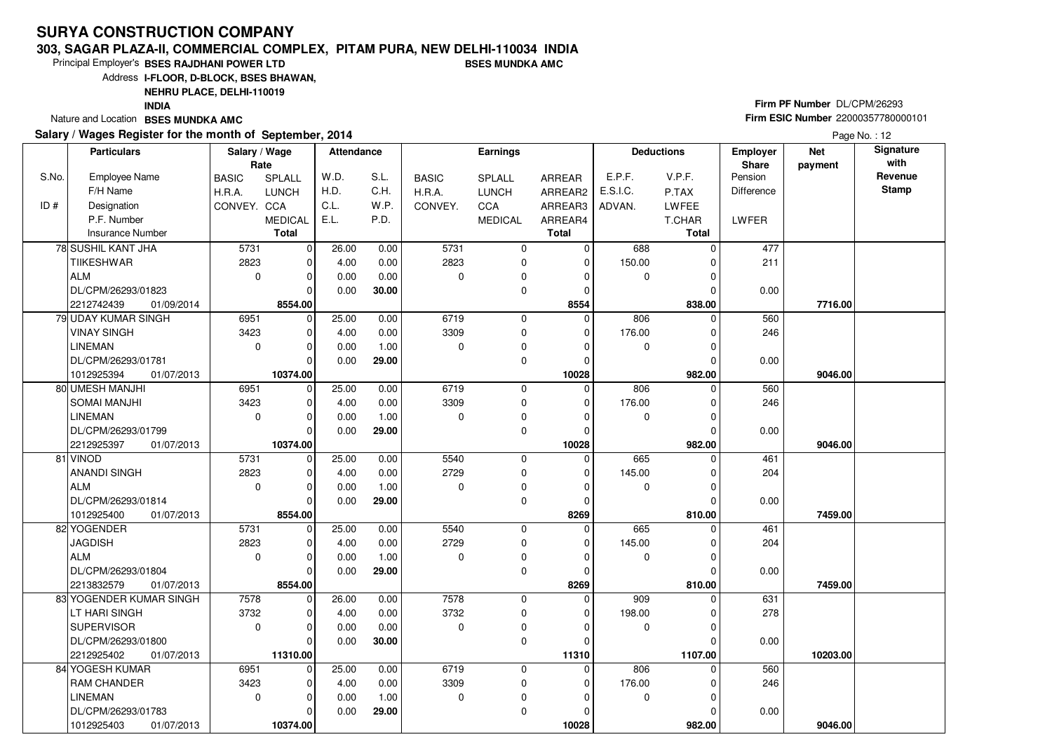# SURYA CONSTRUCTION COMPANY

**303, SAGAR PLAZA-II, COMMERCIAL COMPLEX, PITAM PURA, NEW DELHI-110034 INDIA**

Principal Employer's **BSES RAJDHANI POWER LTD** **BSES MUNDKA AMC**

Address **I-FLOOR, D-BLOCK, BSES BHAWAN, NEHRU PLACE, DELHI-110019 INDIA**

Nature and Location **BSES MUNDKA AMC**

**Firm PF Number** DL/CPM/26293

**Firm ESIC Number** 22000357780000101

**Salary / Wages Register for the month of September, 2014**

| S.No. / ID # | Employee Name / F/H Name / Designation / P.F. Number / Insurance Number | BASIC / H.R.A. / CONVEY. | SPLALL / LUNCH / CCA / MEDICAL / Total | W.D. / H.D. / C.L. / E.L. | S.L. / C.H. / W.P. / P.D. | BASIC / H.R.A. / CONVEY. | SPLALL / LUNCH / CCA / MEDICAL | ARREAR / ARREAR2 / ARREAR3 / ARREAR4 / Total | E.P.F. / E.S.I.C. / ADVAN. | V.P.F. / P.TAX / LWFEE / T.CHAR / Total | Employer Share Pension / Difference / LWFER | Net payment | Signature with Revenue Stamp |
|---|---|---|---|---|---|---|---|---|---|---|---|---|---|
| 78 | SUSHIL KANT JHA | 5731 | 0 | 26.00 | 0.00 | 5731 | 0 | 0 | 688 | 0 | 477 | | |
| | TIIKESHWAR | 2823 | 0 | 4.00 | 0.00 | 2823 | 0 | 0 | 150.00 | 0 | 211 | | |
| | ALM | 0 | 0 | 0.00 | 0.00 | 0 | 0 | 0 | 0 | 0 | | | |
| | DL/CPM/26293/01823 | | 0 | 0.00 | **30.00** | | 0 | 0 | | 0 | 0.00 | | |
| | 2212742439 01/09/2014 | | **8554.00** | | | | | **8554** | | **838.00** | | **7716.00** | |
| 79 | UDAY KUMAR SINGH | 6951 | 0 | 25.00 | 0.00 | 6719 | 0 | 0 | 806 | 0 | 560 | | |
| | VINAY SINGH | 3423 | 0 | 4.00 | 0.00 | 3309 | 0 | 0 | 176.00 | 0 | 246 | | |
| | LINEMAN | 0 | 0 | 0.00 | 1.00 | 0 | 0 | 0 | 0 | 0 | | | |
| | DL/CPM/26293/01781 | | 0 | 0.00 | **29.00** | | 0 | 0 | | 0 | 0.00 | | |
| | 1012925394 01/07/2013 | | **10374.00** | | | | | **10028** | | **982.00** | | **9046.00** | |
| 80 | UMESH MANJHI | 6951 | 0 | 25.00 | 0.00 | 6719 | 0 | 0 | 806 | 0 | 560 | | |
| | SOMAI MANJHI | 3423 | 0 | 4.00 | 0.00 | 3309 | 0 | 0 | 176.00 | 0 | 246 | | |
| | LINEMAN | 0 | 0 | 0.00 | 1.00 | 0 | 0 | 0 | 0 | 0 | | | |
| | DL/CPM/26293/01799 | | 0 | 0.00 | **29.00** | | 0 | 0 | | 0 | 0.00 | | |
| | 2212925397 01/07/2013 | | **10374.00** | | | | | **10028** | | **982.00** | | **9046.00** | |
| 81 | VINOD | 5731 | 0 | 25.00 | 0.00 | 5540 | 0 | 0 | 665 | 0 | 461 | | |
| | ANANDI SINGH | 2823 | 0 | 4.00 | 0.00 | 2729 | 0 | 0 | 145.00 | 0 | 204 | | |
| | ALM | 0 | 0 | 0.00 | 1.00 | 0 | 0 | 0 | 0 | 0 | | | |
| | DL/CPM/26293/01814 | | 0 | 0.00 | **29.00** | | 0 | 0 | | 0 | 0.00 | | |
| | 1012925400 01/07/2013 | | **8554.00** | | | | | **8269** | | **810.00** | | **7459.00** | |
| 82 | YOGENDER | 5731 | 0 | 25.00 | 0.00 | 5540 | 0 | 0 | 665 | 0 | 461 | | |
| | JAGDISH | 2823 | 0 | 4.00 | 0.00 | 2729 | 0 | 0 | 145.00 | 0 | 204 | | |
| | ALM | 0 | 0 | 0.00 | 1.00 | 0 | 0 | 0 | 0 | 0 | | | |
| | DL/CPM/26293/01804 | | 0 | 0.00 | **29.00** | | 0 | 0 | | 0 | 0.00 | | |
| | 2213832579 01/07/2013 | | **8554.00** | | | | | **8269** | | **810.00** | | **7459.00** | |
| 83 | YOGENDER KUMAR SINGH | 7578 | 0 | 26.00 | 0.00 | 7578 | 0 | 0 | 909 | 0 | 631 | | |
| | LT HARI SINGH | 3732 | 0 | 4.00 | 0.00 | 3732 | 0 | 0 | 198.00 | 0 | 278 | | |
| | SUPERVISOR | 0 | 0 | 0.00 | 0.00 | 0 | 0 | 0 | 0 | 0 | | | |
| | DL/CPM/26293/01800 | | 0 | 0.00 | **30.00** | | 0 | 0 | | 0 | 0.00 | | |
| | 2212925402 01/07/2013 | | **11310.00** | | | | | **11310** | | **1107.00** | | **10203.00** | |
| 84 | YOGESH KUMAR | 6951 | 0 | 25.00 | 0.00 | 6719 | 0 | 0 | 806 | 0 | 560 | | |
| | RAM CHANDER | 3423 | 0 | 4.00 | 0.00 | 3309 | 0 | 0 | 176.00 | 0 | 246 | | |
| | LINEMAN | 0 | 0 | 0.00 | 1.00 | 0 | 0 | 0 | 0 | 0 | | | |
| | DL/CPM/26293/01783 | | 0 | 0.00 | **29.00** | | 0 | 0 | | 0 | 0.00 | | |
| | 1012925403 01/07/2013 | | **10374.00** | | | | | **10028** | | **982.00** | | **9046.00** | |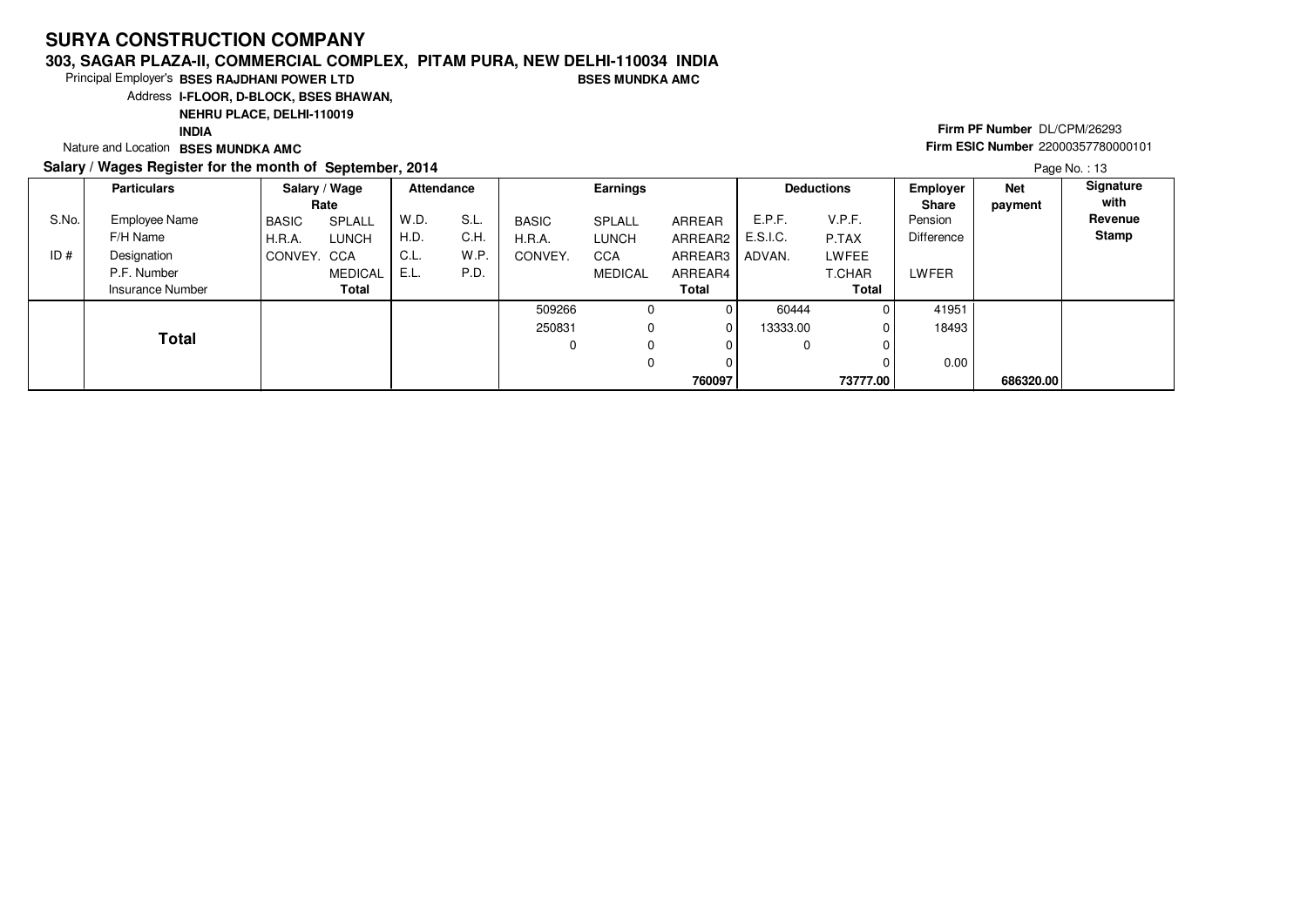# SURYA CONSTRUCTION COMPANY

**303, SAGAR PLAZA-II, COMMERCIAL COMPLEX, PITAM PURA, NEW DELHI-110034 INDIA**

Principal Employer's **BSES RAJDHANI POWER LTD** **BSES MUNDKA AMC**

Address **I-FLOOR, D-BLOCK, BSES BHAWAN,**
**NEHRU PLACE, DELHI-110019**
**INDIA**

Nature and Location **BSES MUNDKA AMC**

**Firm PF Number** DL/CPM/26293
**Firm ESIC Number** 22000357780000101

**Salary / Wages Register for the month of September, 2014**

| S.No. ID # | Particulars: Employee Name, F/H Name, Designation, P.F. Number, Insurance Number | Salary / Wage Rate: BASIC, H.R.A., CONVEY. | SPLALL, LUNCH, CCA, MEDICAL, Total | Attendance: W.D., H.D., C.L., E.L. | S.L., C.H., W.P., P.D. | Earnings: BASIC, H.R.A., CONVEY. | SPLALL, LUNCH, CCA, MEDICAL | ARREAR, ARREAR2, ARREAR3, ARREAR4, Total | Deductions: E.P.F., E.S.I.C., ADVAN. | V.P.F., P.TAX, LWFEE, T.CHAR, Total | Employer Share: Pension, Difference, LWFER | Net payment | Signature with Revenue Stamp |
|---|---|---|---|---|---|---|---|---|---|---|---|---|---|
| | **Total** | | | | | 509266 | 0 | 0 | 60444 | 0 | 41951 | | |
| | | | | | | 250831 | 0 | 0 | 13333.00 | 0 | 18493 | | |
| | | | | | | 0 | 0 | 0 | 0 | 0 | | | |
| | | | | | | | 0 | 0 | | 0 | 0.00 | | |
| | | | | | | | | **760097** | | **73777.00** | | **686320.00** | |